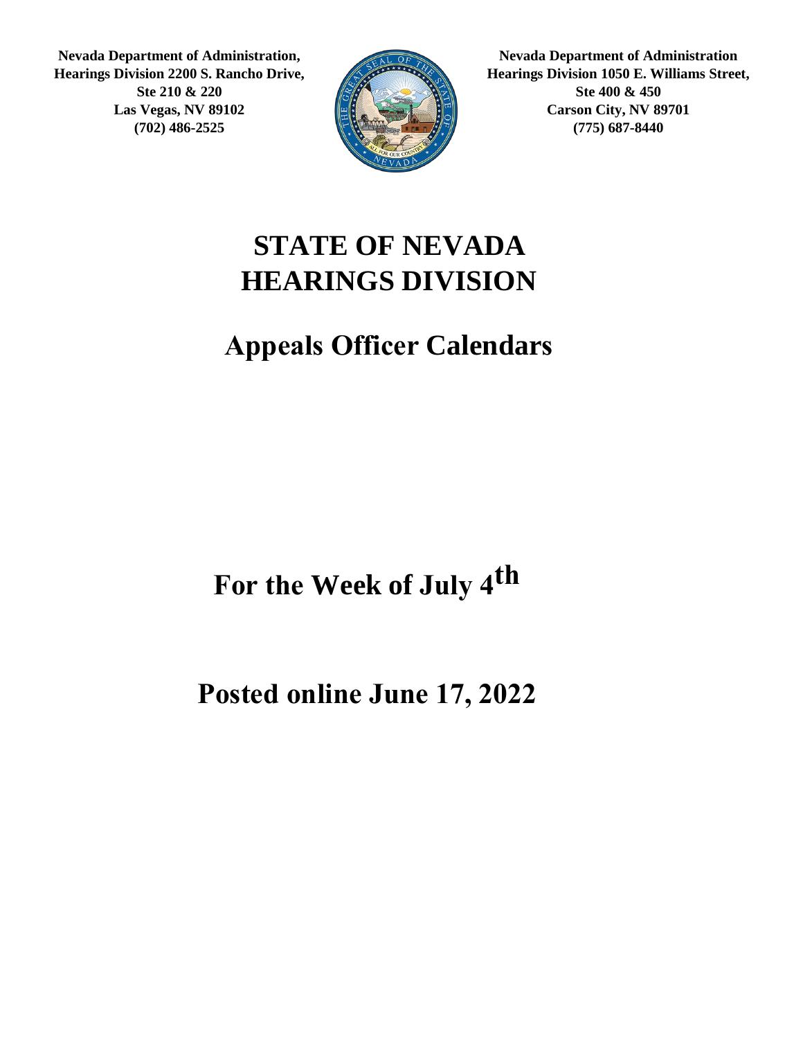**Nevada Department of Administration,**
**Hearings Division 2200 S. Rancho Drive,**
**Ste 210 & 220**
**Las Vegas, NV 89102**
**(702) 486-2525**

**Nevada Department of Administration**
**Hearings Division 1050 E. Williams Street,**
**Ste 400 & 450**
**Carson City, NV 89701**
**(775) 687-8440**

# STATE OF NEVADA
# HEARINGS DIVISION

## Appeals Officer Calendars

## For the Week of July 4th

## Posted online June 17, 2022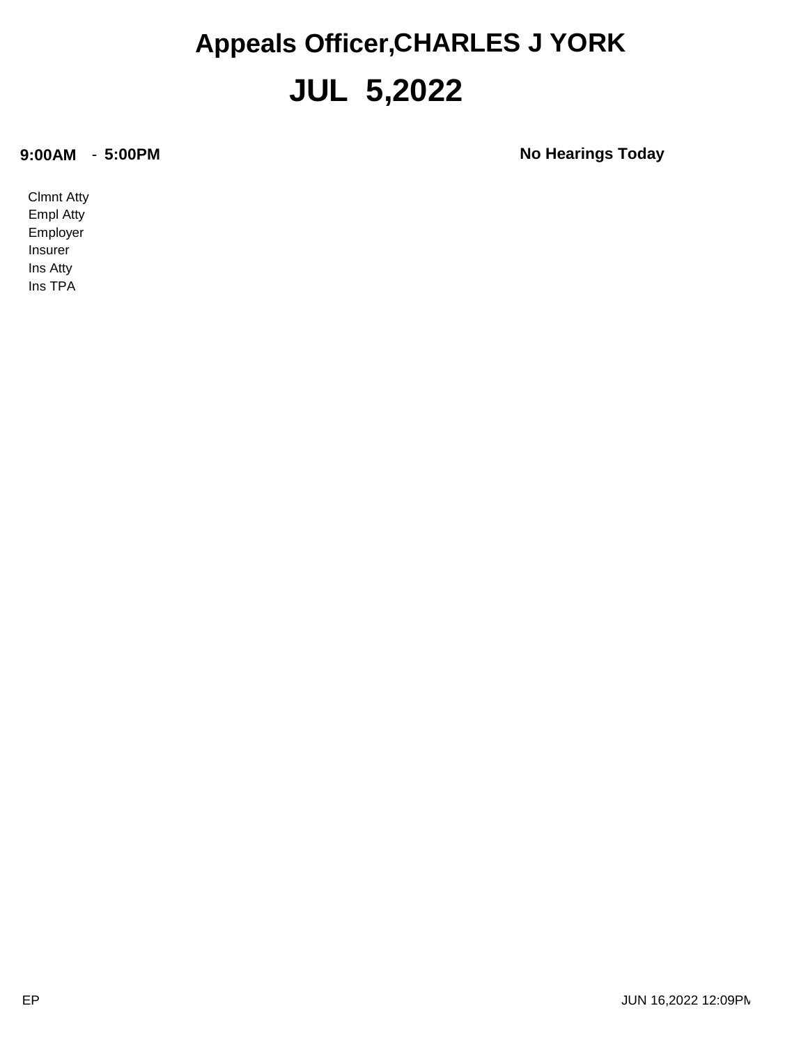# Appeals Officer,CHARLES J YORK

# JUL 5,2022

**9:00AM** - **5:00PM** **No Hearings Today**

Clmnt Atty
Empl Atty
Employer
Insurer
Ins Atty
Ins TPA

EP JUN 16,2022 12:09PM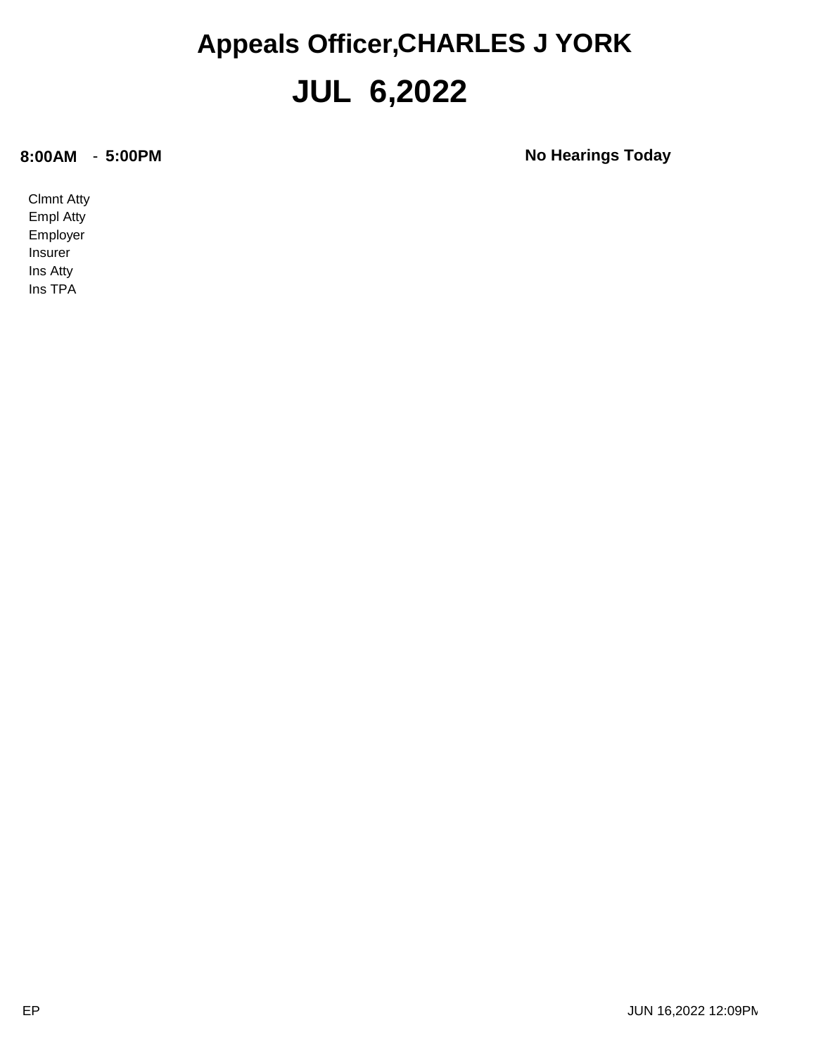# Appeals Officer,CHARLES J YORK

# JUL 6,2022

**8:00AM** - **5:00PM** **No Hearings Today**

Clmnt Atty
Empl Atty
Employer
Insurer
Ins Atty
Ins TPA

EP JUN 16,2022 12:09PM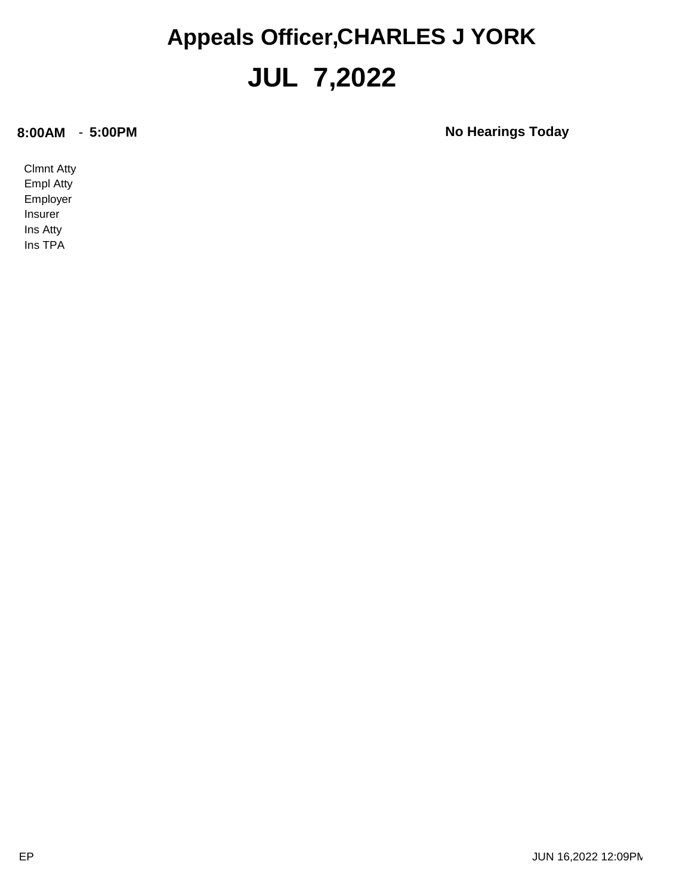# Appeals Officer,CHARLES J YORK

# JUL 7,2022

**8:00AM** - **5:00PM** **No Hearings Today**

Clmnt Atty
Empl Atty
Employer
Insurer
Ins Atty
Ins TPA

EP JUN 16,2022 12:09PM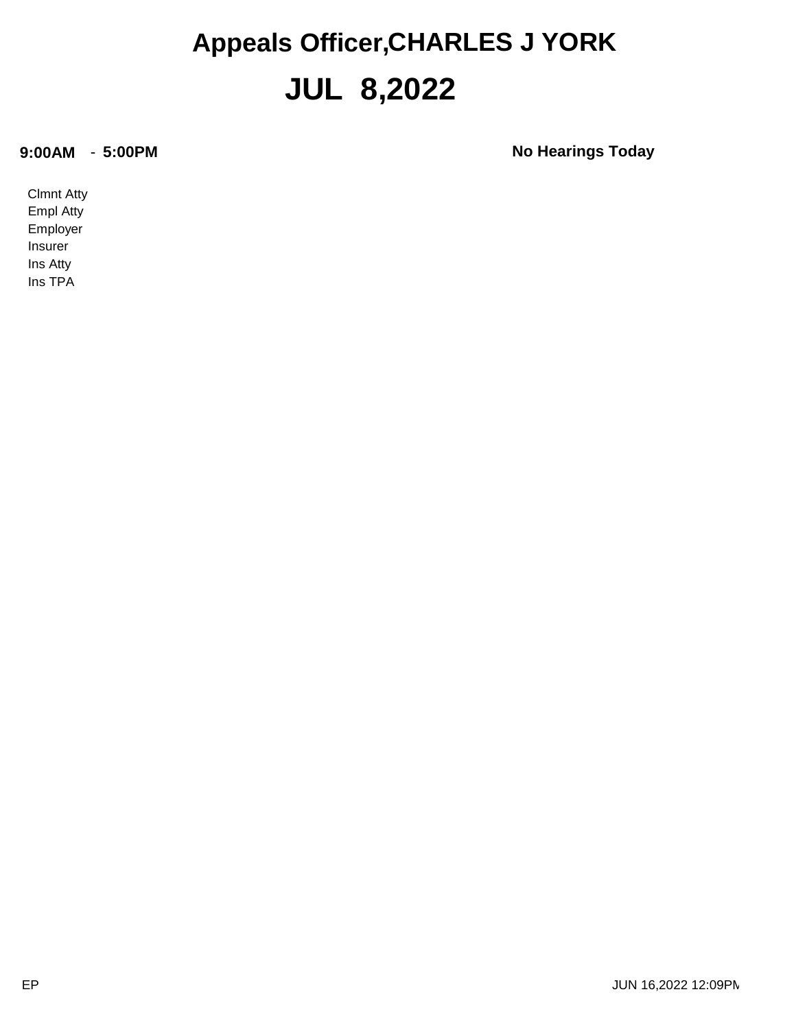# Appeals Officer,CHARLES J YORK

# JUL 8,2022

**9:00AM** - **5:00PM** **No Hearings Today**

Clmnt Atty
Empl Atty
Employer
Insurer
Ins Atty
Ins TPA

EP

JUN 16,2022 12:09PM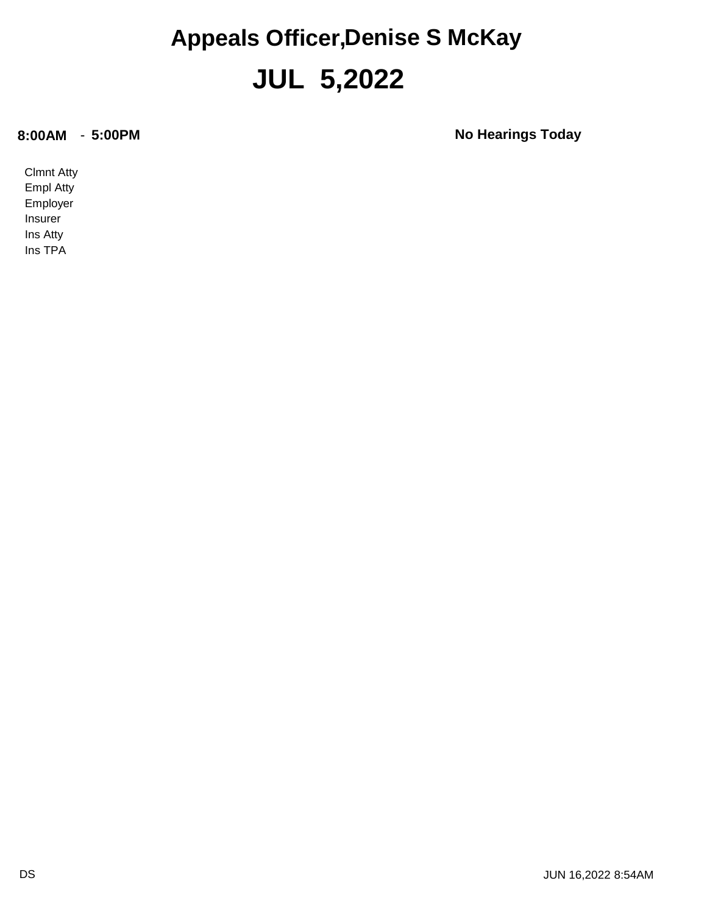# Appeals Officer,Denise S McKay

# JUL 5,2022

**8:00AM** - **5:00PM** **No Hearings Today**

Clmnt Atty
Empl Atty
Employer
Insurer
Ins Atty
Ins TPA

DS

JUN 16,2022 8:54AM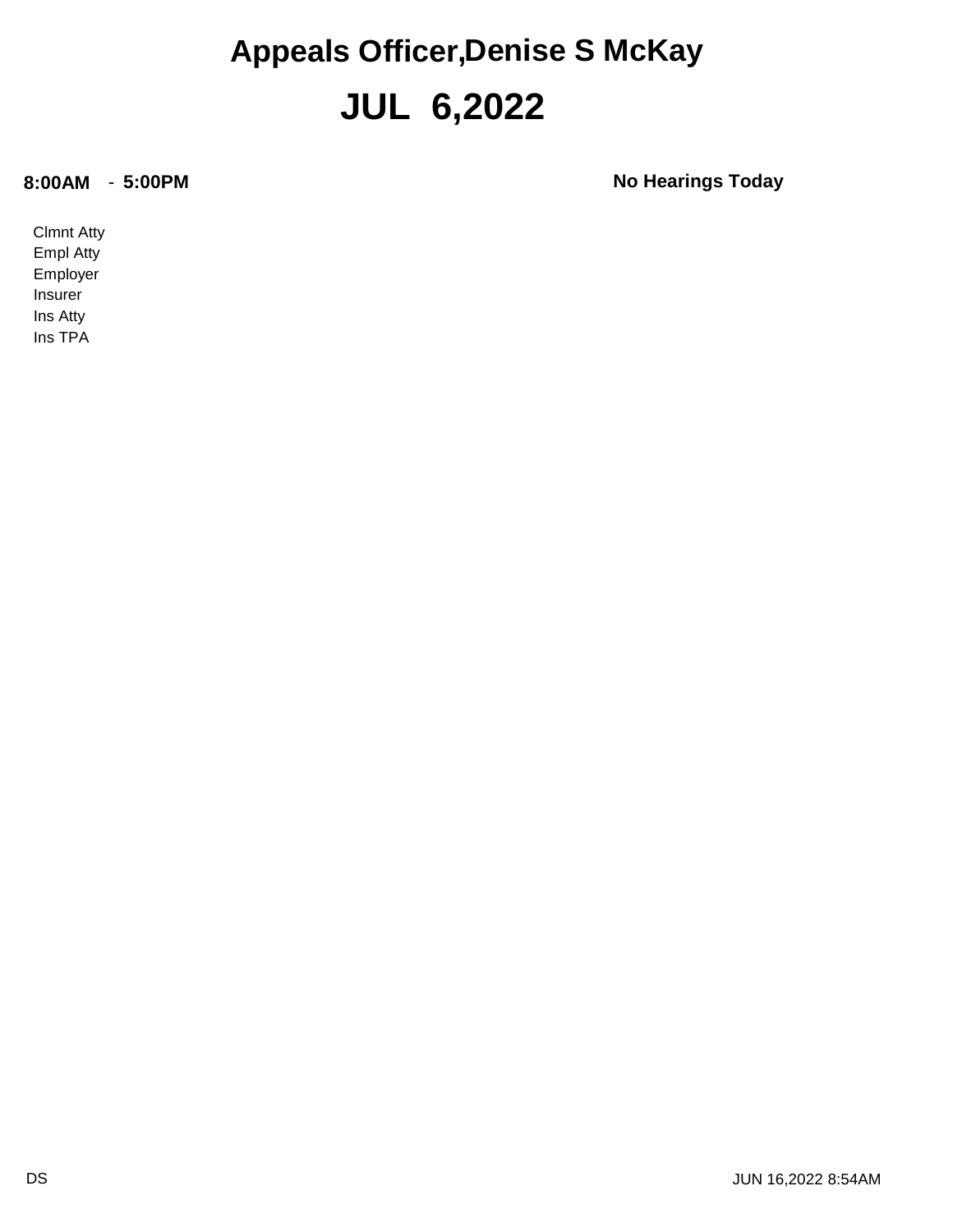# Appeals Officer,Denise S McKay

# JUL 6,2022

**8:00AM** - **5:00PM** **No Hearings Today**

Clmnt Atty
Empl Atty
Employer
Insurer
Ins Atty
Ins TPA

DS JUN 16,2022 8:54AM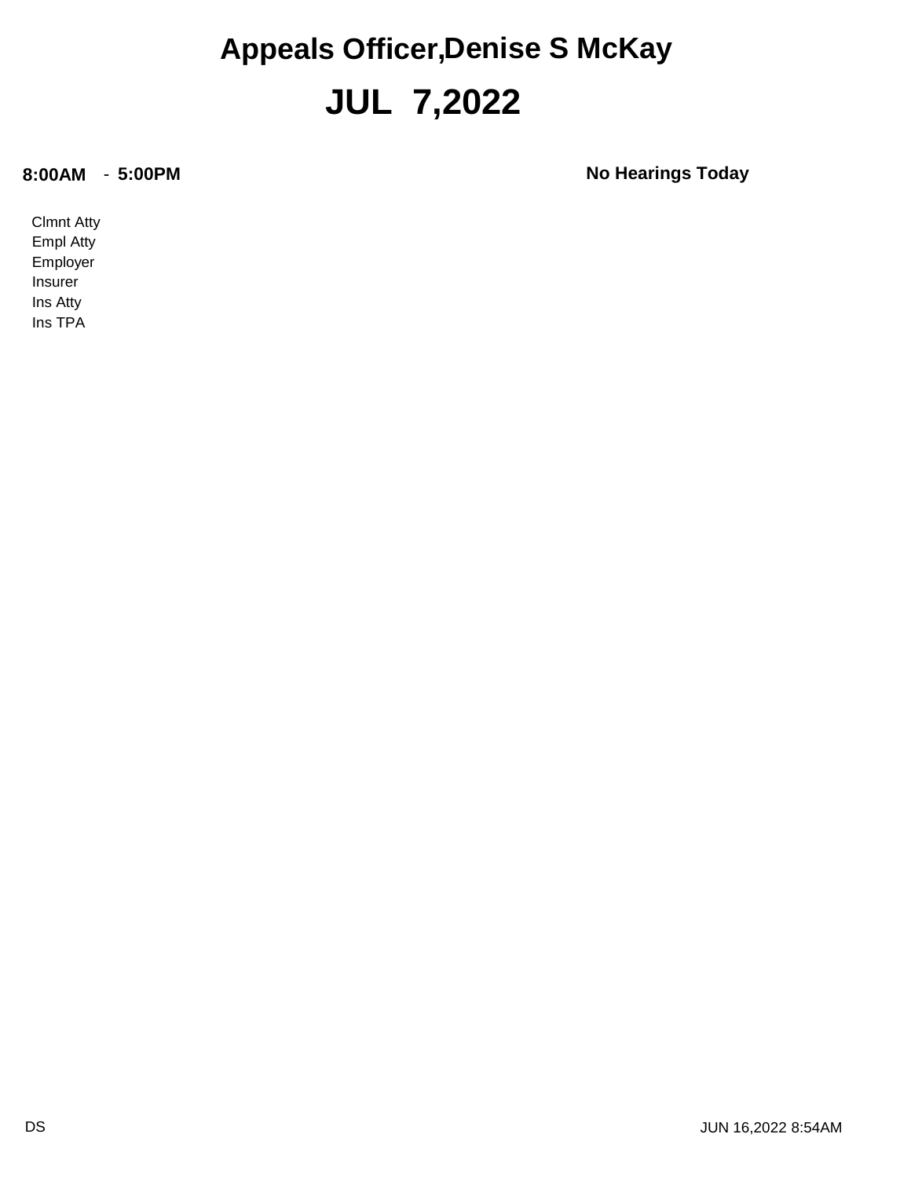# Appeals Officer,Denise S McKay

# JUL 7,2022

**8:00AM** - **5:00PM** **No Hearings Today**

Clmnt Atty
Empl Atty
Employer
Insurer
Ins Atty
Ins TPA

DS JUN 16,2022 8:54AM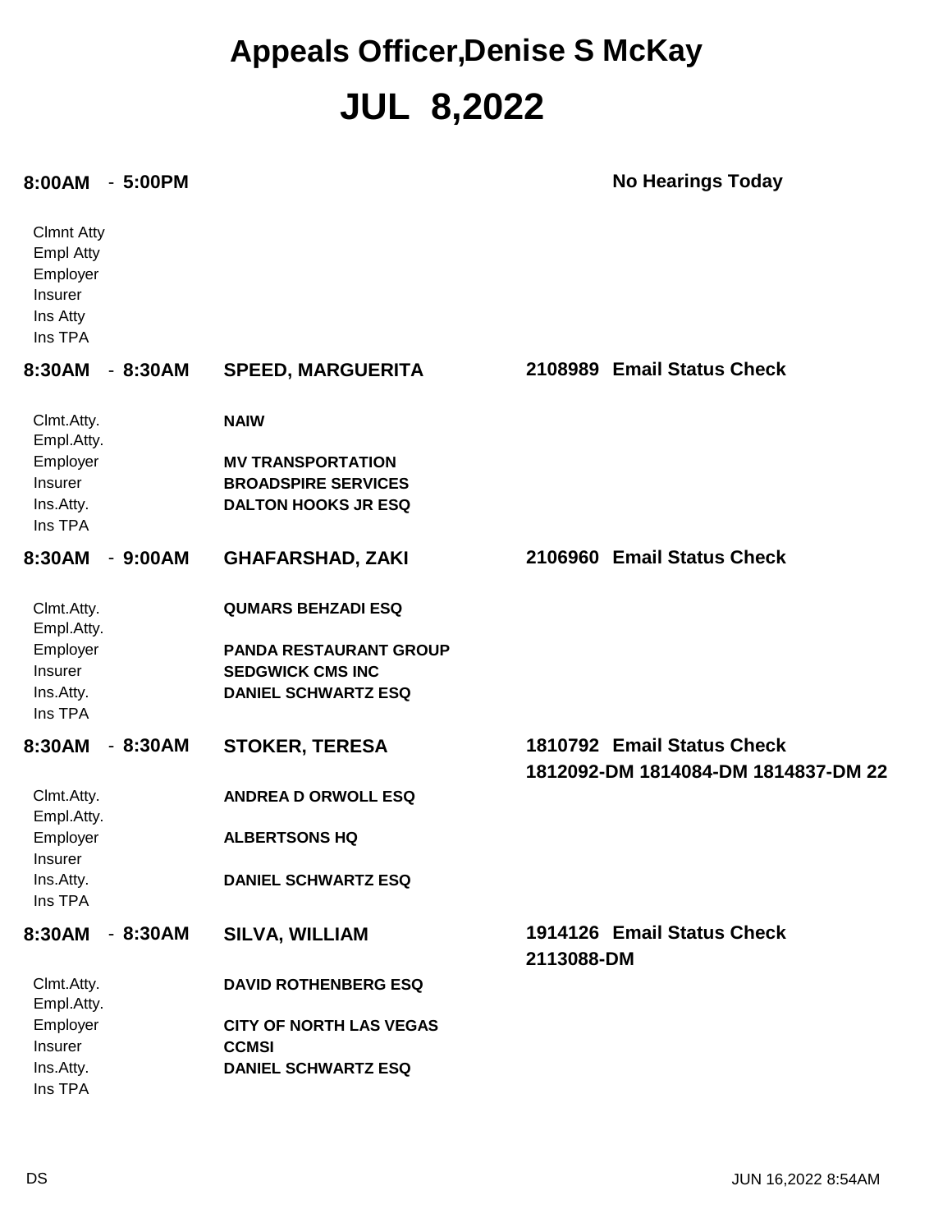# Appeals Officer,Denise S McKay

# JUL 8,2022

**8:00AM - 5:00PM** **No Hearings Today**

Clmnt Atty
Empl Atty
Employer
Insurer
Ins Atty
Ins TPA

**8:30AM - 8:30AM** **SPEED, MARGUERITA** **2108989 Email Status Check**

| | |
|---|---|
| Clmt.Atty. | **NAIW** |
| Empl.Atty. | |
| Employer | **MV TRANSPORTATION** |
| Insurer | **BROADSPIRE SERVICES** |
| Ins.Atty. | **DALTON HOOKS JR ESQ** |
| Ins TPA | |

**8:30AM - 9:00AM** **GHAFARSHAD, ZAKI** **2106960 Email Status Check**

| | |
|---|---|
| Clmt.Atty. | **QUMARS BEHZADI ESQ** |
| Empl.Atty. | |
| Employer | **PANDA RESTAURANT GROUP** |
| Insurer | **SEDGWICK CMS INC** |
| Ins.Atty. | **DANIEL SCHWARTZ ESQ** |
| Ins TPA | |

**8:30AM - 8:30AM** **STOKER, TERESA** **1810792 Email Status Check**
**1812092-DM 1814084-DM 1814837-DM 22**

| | |
|---|---|
| Clmt.Atty. | **ANDREA D ORWOLL ESQ** |
| Empl.Atty. | |
| Employer | **ALBERTSONS HQ** |
| Insurer | |
| Ins.Atty. | **DANIEL SCHWARTZ ESQ** |
| Ins TPA | |

**8:30AM - 8:30AM** **SILVA, WILLIAM** **1914126 Email Status Check**
**2113088-DM**

| | |
|---|---|
| Clmt.Atty. | **DAVID ROTHENBERG ESQ** |
| Empl.Atty. | |
| Employer | **CITY OF NORTH LAS VEGAS** |
| Insurer | **CCMSI** |
| Ins.Atty. | **DANIEL SCHWARTZ ESQ** |
| Ins TPA | |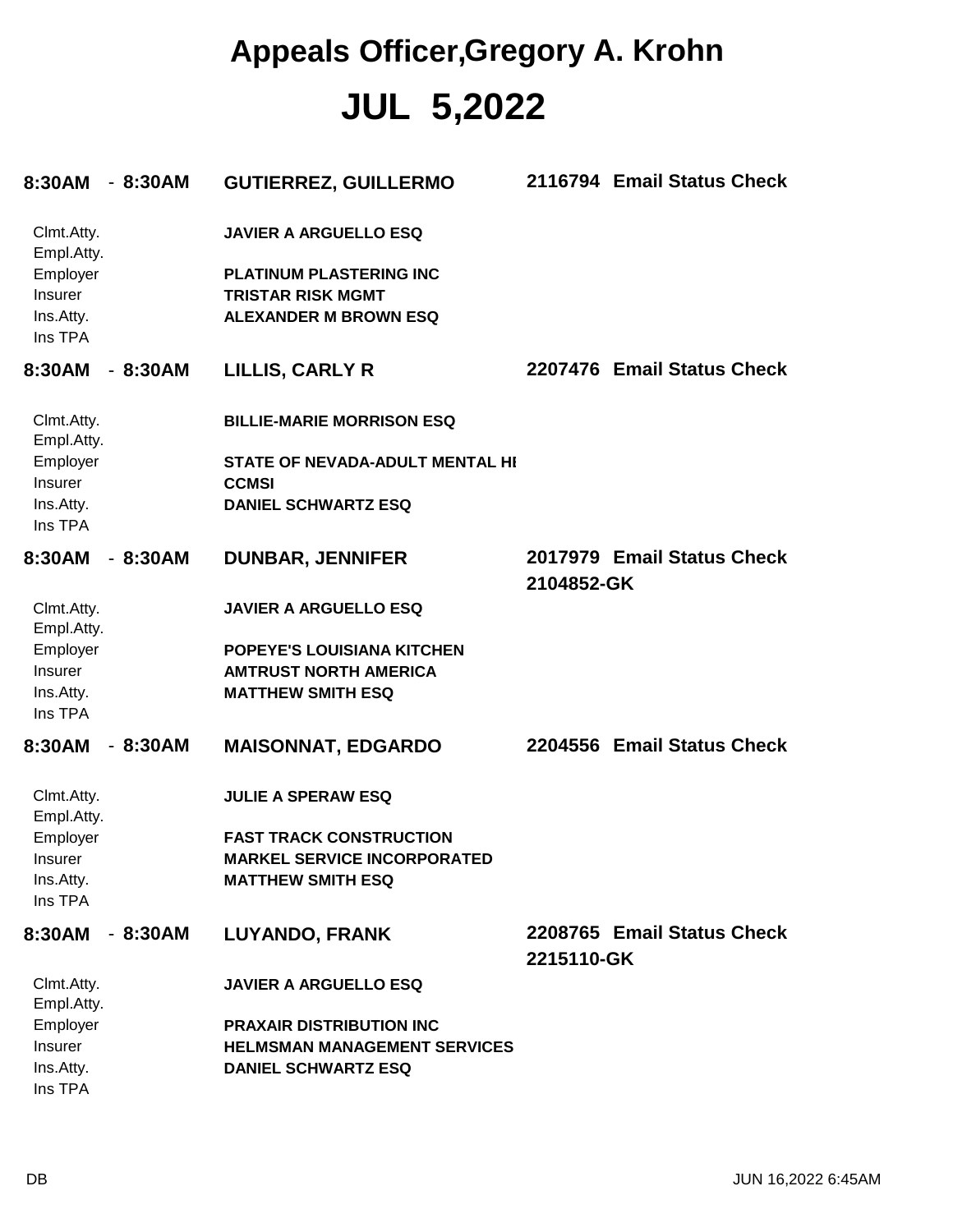# Appeals Officer,Gregory A. Krohn

# JUL 5,2022

**8:30AM - 8:30AM** **GUTIERREZ, GUILLERMO** **2116794 Email Status Check**

| | |
|---|---|
| Clmt.Atty. | **JAVIER A ARGUELLO ESQ** |
| Empl.Atty. | |
| Employer | **PLATINUM PLASTERING INC** |
| Insurer | **TRISTAR RISK MGMT** |
| Ins.Atty. | **ALEXANDER M BROWN ESQ** |
| Ins TPA | |

**8:30AM - 8:30AM** **LILLIS, CARLY R** **2207476 Email Status Check**

| | |
|---|---|
| Clmt.Atty. | **BILLIE-MARIE MORRISON ESQ** |
| Empl.Atty. | |
| Employer | **STATE OF NEVADA-ADULT MENTAL HI** |
| Insurer | **CCMSI** |
| Ins.Atty. | **DANIEL SCHWARTZ ESQ** |
| Ins TPA | |

**8:30AM - 8:30AM** **DUNBAR, JENNIFER** **2017979 Email Status Check**
**2104852-GK**

| | |
|---|---|
| Clmt.Atty. | **JAVIER A ARGUELLO ESQ** |
| Empl.Atty. | |
| Employer | **POPEYE'S LOUISIANA KITCHEN** |
| Insurer | **AMTRUST NORTH AMERICA** |
| Ins.Atty. | **MATTHEW SMITH ESQ** |
| Ins TPA | |

**8:30AM - 8:30AM** **MAISONNAT, EDGARDO** **2204556 Email Status Check**

| | |
|---|---|
| Clmt.Atty. | **JULIE A SPERAW ESQ** |
| Empl.Atty. | |
| Employer | **FAST TRACK CONSTRUCTION** |
| Insurer | **MARKEL SERVICE INCORPORATED** |
| Ins.Atty. | **MATTHEW SMITH ESQ** |
| Ins TPA | |

**8:30AM - 8:30AM** **LUYANDO, FRANK** **2208765 Email Status Check**
**2215110-GK**

| | |
|---|---|
| Clmt.Atty. | **JAVIER A ARGUELLO ESQ** |
| Empl.Atty. | |
| Employer | **PRAXAIR DISTRIBUTION INC** |
| Insurer | **HELMSMAN MANAGEMENT SERVICES** |
| Ins.Atty. | **DANIEL SCHWARTZ ESQ** |
| Ins TPA | |

DB JUN 16,2022 6:45AM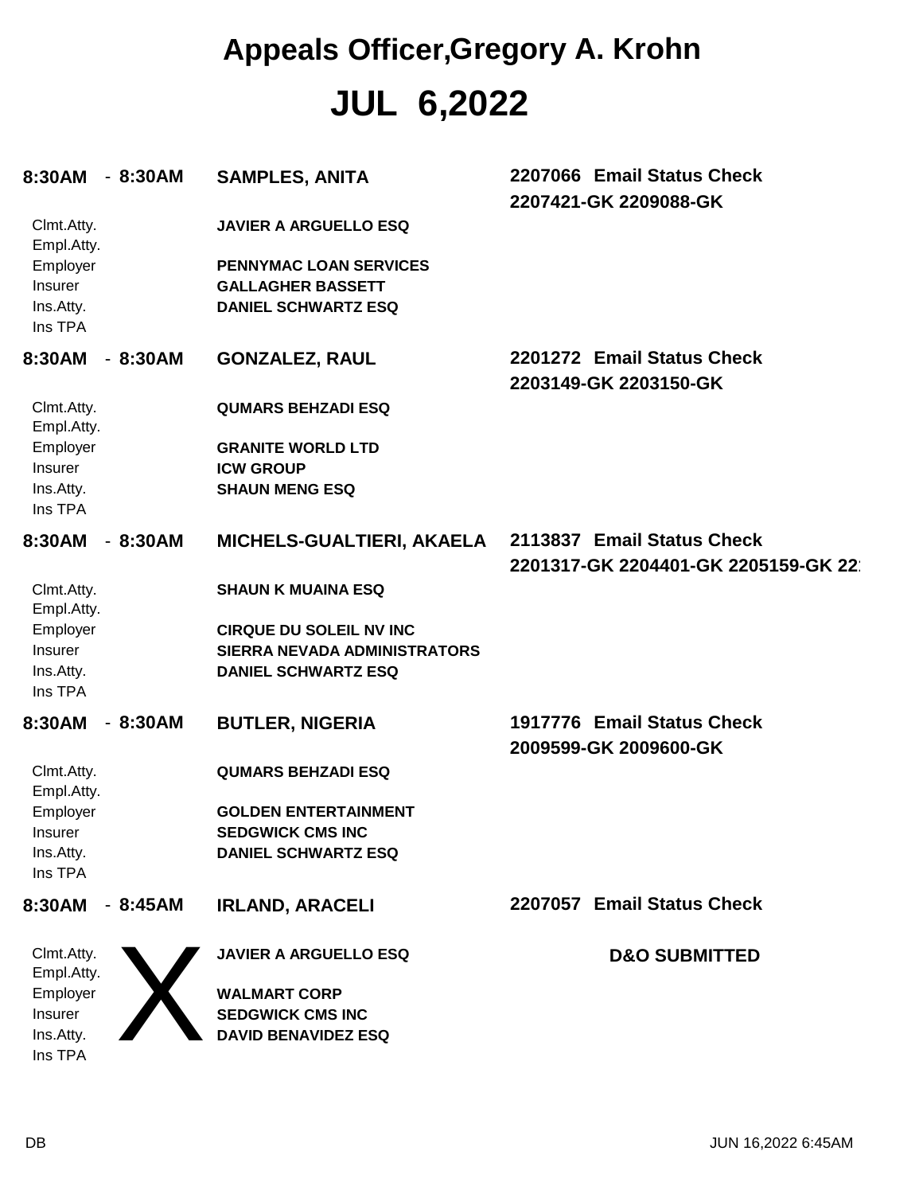# Appeals Officer,Gregory A. Krohn

# JUL 6,2022

**8:30AM - 8:30AM** **SAMPLES, ANITA** **2207066 Email Status Check**
**2207421-GK 2209088-GK**

| | |
|---|---|
| Clmt.Atty. | **JAVIER A ARGUELLO ESQ** |
| Empl.Atty. | |
| Employer | **PENNYMAC LOAN SERVICES** |
| Insurer | **GALLAGHER BASSETT** |
| Ins.Atty. | **DANIEL SCHWARTZ ESQ** |
| Ins TPA | |

**8:30AM - 8:30AM** **GONZALEZ, RAUL** **2201272 Email Status Check**
**2203149-GK 2203150-GK**

| | |
|---|---|
| Clmt.Atty. | **QUMARS BEHZADI ESQ** |
| Empl.Atty. | |
| Employer | **GRANITE WORLD LTD** |
| Insurer | **ICW GROUP** |
| Ins.Atty. | **SHAUN MENG ESQ** |
| Ins TPA | |

**8:30AM - 8:30AM** **MICHELS-GUALTIERI, AKAELA** **2113837 Email Status Check**
**2201317-GK 2204401-GK 2205159-GK 22**

| | |
|---|---|
| Clmt.Atty. | **SHAUN K MUAINA ESQ** |
| Empl.Atty. | |
| Employer | **CIRQUE DU SOLEIL NV INC** |
| Insurer | **SIERRA NEVADA ADMINISTRATORS** |
| Ins.Atty. | **DANIEL SCHWARTZ ESQ** |
| Ins TPA | |

**8:30AM - 8:30AM** **BUTLER, NIGERIA** **1917776 Email Status Check**
**2009599-GK 2009600-GK**

| | |
|---|---|
| Clmt.Atty. | **QUMARS BEHZADI ESQ** |
| Empl.Atty. | |
| Employer | **GOLDEN ENTERTAINMENT** |
| Insurer | **SEDGWICK CMS INC** |
| Ins.Atty. | **DANIEL SCHWARTZ ESQ** |
| Ins TPA | |

**8:30AM - 8:45AM** **IRLAND, ARACELI** **2207057 Email Status Check**

X

**D&O SUBMITTED**

| | |
|---|---|
| Clmt.Atty. | **JAVIER A ARGUELLO ESQ** |
| Empl.Atty. | |
| Employer | **WALMART CORP** |
| Insurer | **SEDGWICK CMS INC** |
| Ins.Atty. | **DAVID BENAVIDEZ ESQ** |
| Ins TPA | |

DB JUN 16,2022 6:45AM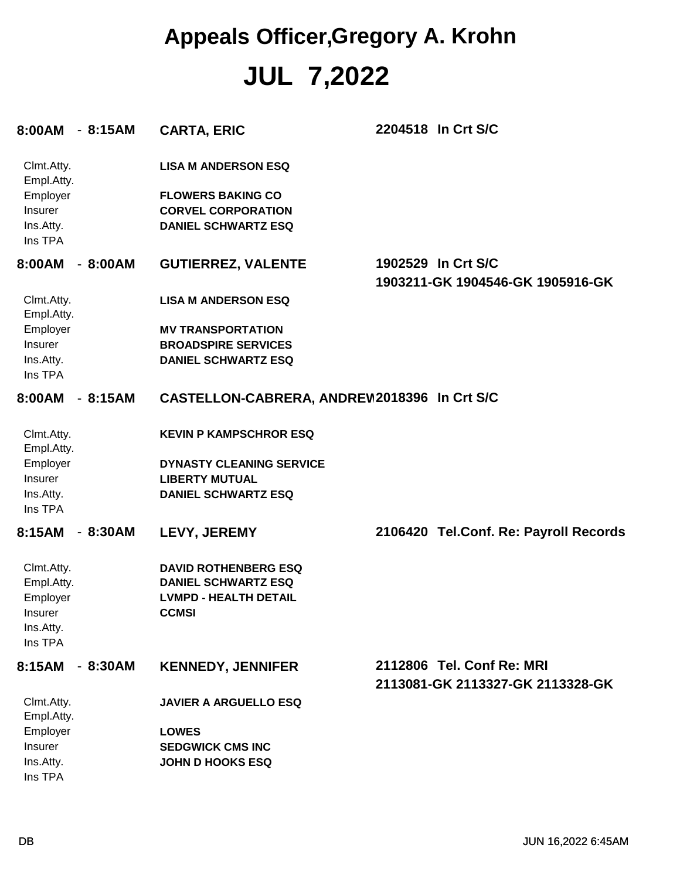# Appeals Officer,Gregory A. Krohn

# JUL 7,2022

**8:00AM - 8:15AM** **CARTA, ERIC** **2204518 In Crt S/C**

| | |
|---|---|
| Clmt.Atty. | **LISA M ANDERSON ESQ** |
| Empl.Atty. | |
| Employer | **FLOWERS BAKING CO** |
| Insurer | **CORVEL CORPORATION** |
| Ins.Atty. | **DANIEL SCHWARTZ ESQ** |
| Ins TPA | |

**8:00AM - 8:00AM** **GUTIERREZ, VALENTE** **1902529 In Crt S/C**
**1903211-GK 1904546-GK 1905916-GK**

| | |
|---|---|
| Clmt.Atty. | **LISA M ANDERSON ESQ** |
| Empl.Atty. | |
| Employer | **MV TRANSPORTATION** |
| Insurer | **BROADSPIRE SERVICES** |
| Ins.Atty. | **DANIEL SCHWARTZ ESQ** |
| Ins TPA | |

**8:00AM - 8:15AM** **CASTELLON-CABRERA, ANDREW** **2018396 In Crt S/C**

| | |
|---|---|
| Clmt.Atty. | **KEVIN P KAMPSCHROR ESQ** |
| Empl.Atty. | |
| Employer | **DYNASTY CLEANING SERVICE** |
| Insurer | **LIBERTY MUTUAL** |
| Ins.Atty. | **DANIEL SCHWARTZ ESQ** |
| Ins TPA | |

**8:15AM - 8:30AM** **LEVY, JEREMY** **2106420 Tel.Conf. Re: Payroll Records**

| | |
|---|---|
| Clmt.Atty. | **DAVID ROTHENBERG ESQ** |
| Empl.Atty. | **DANIEL SCHWARTZ ESQ** |
| Employer | **LVMPD - HEALTH DETAIL** |
| Insurer | **CCMSI** |
| Ins.Atty. | |
| Ins TPA | |

**8:15AM - 8:30AM** **KENNEDY, JENNIFER** **2112806 Tel. Conf Re: MRI**
**2113081-GK 2113327-GK 2113328-GK**

| | |
|---|---|
| Clmt.Atty. | **JAVIER A ARGUELLO ESQ** |
| Empl.Atty. | |
| Employer | **LOWES** |
| Insurer | **SEDGWICK CMS INC** |
| Ins.Atty. | **JOHN D HOOKS ESQ** |
| Ins TPA | |

DB JUN 16,2022 6:45AM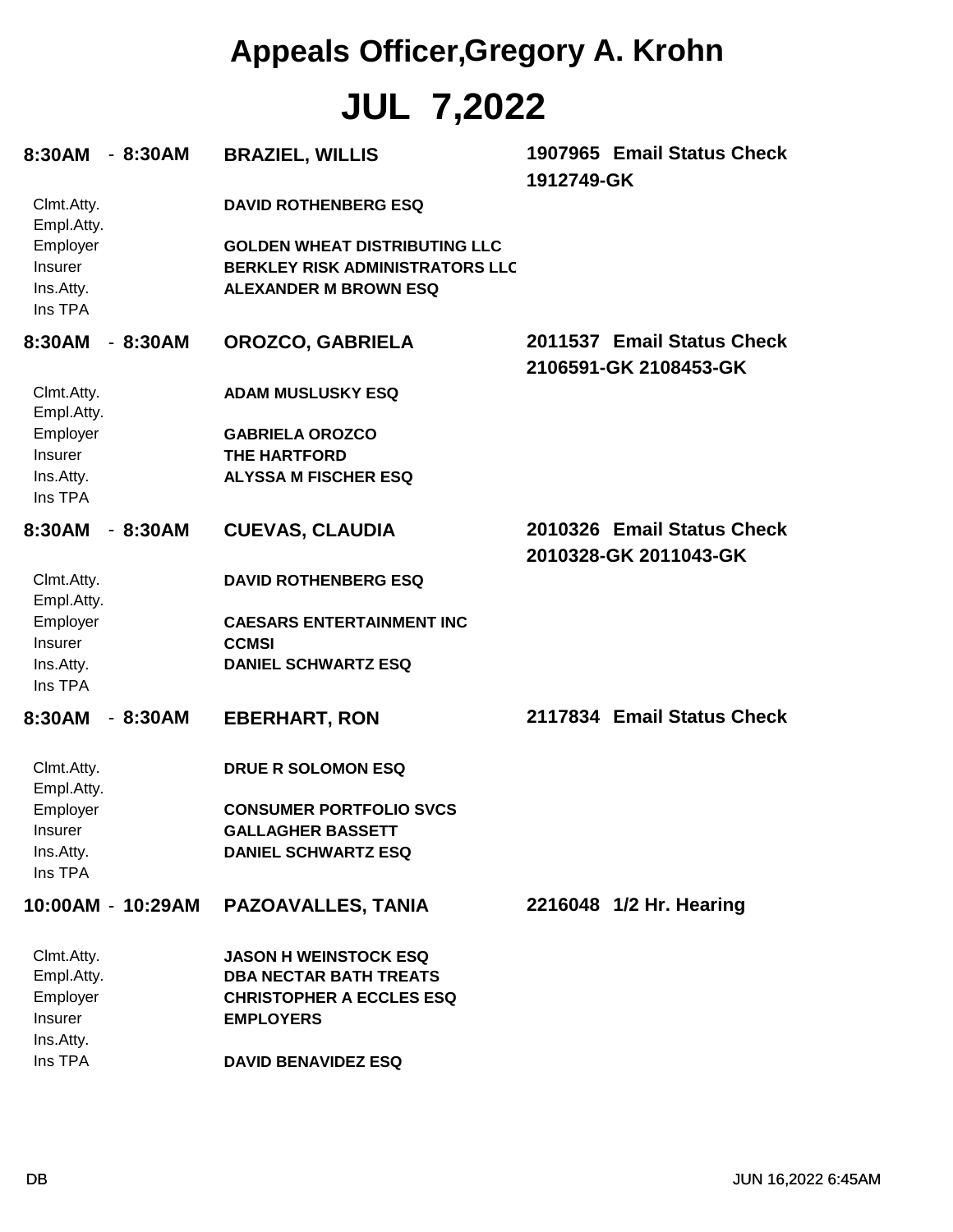# Appeals Officer,Gregory A. Krohn

# JUL 7,2022

**8:30AM - 8:30AM** **BRAZIEL, WILLIS** **1907965 Email Status Check**
**1912749-GK**

| | |
|---|---|
| Clmt.Atty. | **DAVID ROTHENBERG ESQ** |
| Empl.Atty. | |
| Employer | **GOLDEN WHEAT DISTRIBUTING LLC** |
| Insurer | **BERKLEY RISK ADMINISTRATORS LLC** |
| Ins.Atty. | **ALEXANDER M BROWN ESQ** |
| Ins TPA | |

**8:30AM - 8:30AM** **OROZCO, GABRIELA** **2011537 Email Status Check**
**2106591-GK 2108453-GK**

| | |
|---|---|
| Clmt.Atty. | **ADAM MUSLUSKY ESQ** |
| Empl.Atty. | |
| Employer | **GABRIELA OROZCO** |
| Insurer | **THE HARTFORD** |
| Ins.Atty. | **ALYSSA M FISCHER ESQ** |
| Ins TPA | |

**8:30AM - 8:30AM** **CUEVAS, CLAUDIA** **2010326 Email Status Check**
**2010328-GK 2011043-GK**

| | |
|---|---|
| Clmt.Atty. | **DAVID ROTHENBERG ESQ** |
| Empl.Atty. | |
| Employer | **CAESARS ENTERTAINMENT INC** |
| Insurer | **CCMSI** |
| Ins.Atty. | **DANIEL SCHWARTZ ESQ** |
| Ins TPA | |

**8:30AM - 8:30AM** **EBERHART, RON** **2117834 Email Status Check**

| | |
|---|---|
| Clmt.Atty. | **DRUE R SOLOMON ESQ** |
| Empl.Atty. | |
| Employer | **CONSUMER PORTFOLIO SVCS** |
| Insurer | **GALLAGHER BASSETT** |
| Ins.Atty. | **DANIEL SCHWARTZ ESQ** |
| Ins TPA | |

**10:00AM - 10:29AM** **PAZOAVALLES, TANIA** **2216048 1/2 Hr. Hearing**

| | |
|---|---|
| Clmt.Atty. | **JASON H WEINSTOCK ESQ** |
| Empl.Atty. | **DBA NECTAR BATH TREATS** |
| Employer | **CHRISTOPHER A ECCLES ESQ** |
| Insurer | **EMPLOYERS** |
| Ins.Atty. | |
| Ins TPA | **DAVID BENAVIDEZ ESQ** |

DB JUN 16,2022 6:45AM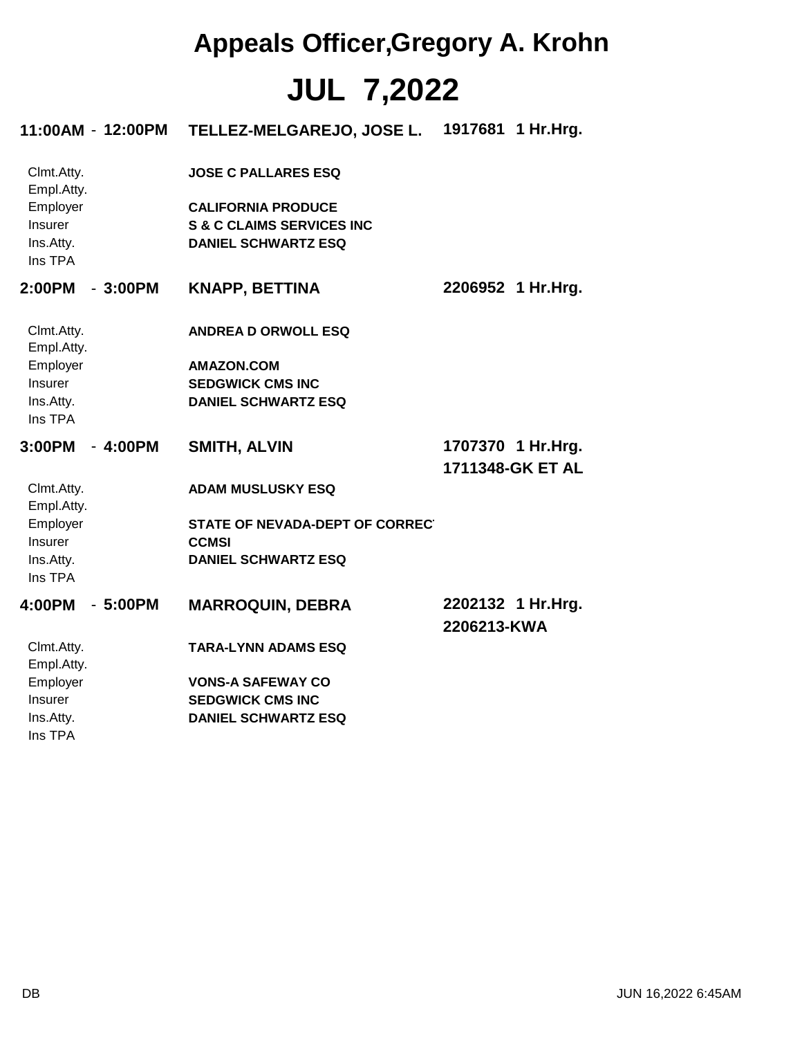# Appeals Officer,Gregory A. Krohn

# JUL 7,2022

**11:00AM - 12:00PM** **TELLEZ-MELGAREJO, JOSE L.** **1917681 1 Hr.Hrg.**

| | |
|---|---|
| Clmt.Atty. | **JOSE C PALLARES ESQ** |
| Empl.Atty. | |
| Employer | **CALIFORNIA PRODUCE** |
| Insurer | **S & C CLAIMS SERVICES INC** |
| Ins.Atty. | **DANIEL SCHWARTZ ESQ** |
| Ins TPA | |

**2:00PM - 3:00PM** **KNAPP, BETTINA** **2206952 1 Hr.Hrg.**

| | |
|---|---|
| Clmt.Atty. | **ANDREA D ORWOLL ESQ** |
| Empl.Atty. | |
| Employer | **AMAZON.COM** |
| Insurer | **SEDGWICK CMS INC** |
| Ins.Atty. | **DANIEL SCHWARTZ ESQ** |
| Ins TPA | |

**3:00PM - 4:00PM** **SMITH, ALVIN** **1707370 1 Hr.Hrg.**
**1711348-GK ET AL**

| | |
|---|---|
| Clmt.Atty. | **ADAM MUSLUSKY ESQ** |
| Empl.Atty. | |
| Employer | **STATE OF NEVADA-DEPT OF CORREC** |
| Insurer | **CCMSI** |
| Ins.Atty. | **DANIEL SCHWARTZ ESQ** |
| Ins TPA | |

**4:00PM - 5:00PM** **MARROQUIN, DEBRA** **2202132 1 Hr.Hrg.**
**2206213-KWA**

| | |
|---|---|
| Clmt.Atty. | **TARA-LYNN ADAMS ESQ** |
| Empl.Atty. | |
| Employer | **VONS-A SAFEWAY CO** |
| Insurer | **SEDGWICK CMS INC** |
| Ins.Atty. | **DANIEL SCHWARTZ ESQ** |
| Ins TPA | |

DB JUN 16,2022 6:45AM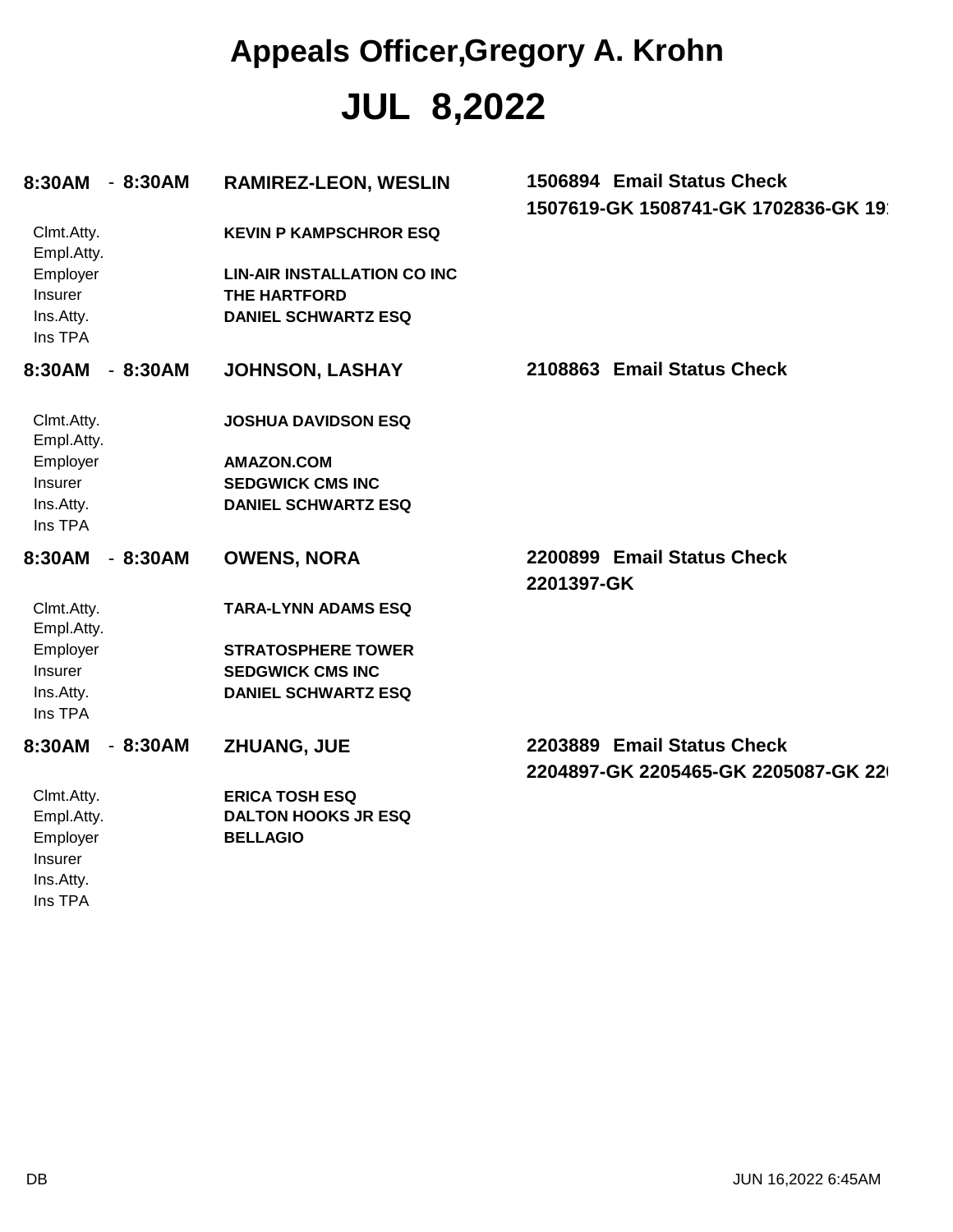# Appeals Officer,Gregory A. Krohn

# JUL 8,2022

**8:30AM - 8:30AM** **RAMIREZ-LEON, WESLIN** **1506894 Email Status Check**
**1507619-GK 1508741-GK 1702836-GK 19**

| | |
|---|---|
| Clmt.Atty. | **KEVIN P KAMPSCHROR ESQ** |
| Empl.Atty. | |
| Employer | **LIN-AIR INSTALLATION CO INC** |
| Insurer | **THE HARTFORD** |
| Ins.Atty. | **DANIEL SCHWARTZ ESQ** |
| Ins TPA | |

**8:30AM - 8:30AM** **JOHNSON, LASHAY** **2108863 Email Status Check**

| | |
|---|---|
| Clmt.Atty. | **JOSHUA DAVIDSON ESQ** |
| Empl.Atty. | |
| Employer | **AMAZON.COM** |
| Insurer | **SEDGWICK CMS INC** |
| Ins.Atty. | **DANIEL SCHWARTZ ESQ** |
| Ins TPA | |

**8:30AM - 8:30AM** **OWENS, NORA** **2200899 Email Status Check**
**2201397-GK**

| | |
|---|---|
| Clmt.Atty. | **TARA-LYNN ADAMS ESQ** |
| Empl.Atty. | |
| Employer | **STRATOSPHERE TOWER** |
| Insurer | **SEDGWICK CMS INC** |
| Ins.Atty. | **DANIEL SCHWARTZ ESQ** |
| Ins TPA | |

**8:30AM - 8:30AM** **ZHUANG, JUE** **2203889 Email Status Check**
**2204897-GK 2205465-GK 2205087-GK 22**

| | |
|---|---|
| Clmt.Atty. | **ERICA TOSH ESQ** |
| Empl.Atty. | **DALTON HOOKS JR ESQ** |
| Employer | **BELLAGIO** |
| Insurer | |
| Ins.Atty. | |
| Ins TPA | |

DB JUN 16,2022 6:45AM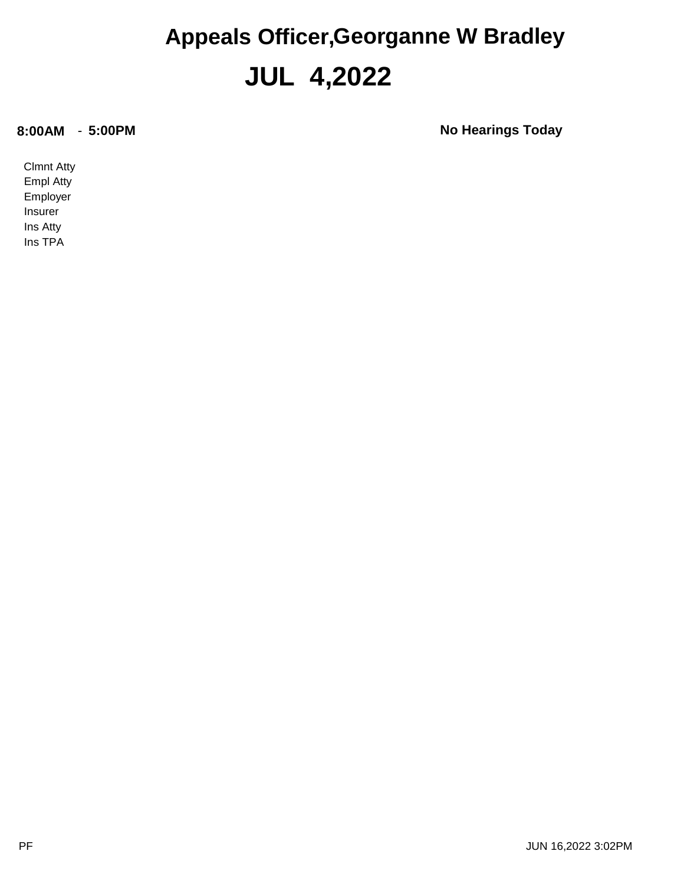# Appeals Officer,Georganne W Bradley

## JUL 4,2022

**8:00AM** - **5:00PM** **No Hearings Today**

Clmnt Atty
Empl Atty
Employer
Insurer
Ins Atty
Ins TPA

PF JUN 16,2022 3:02PM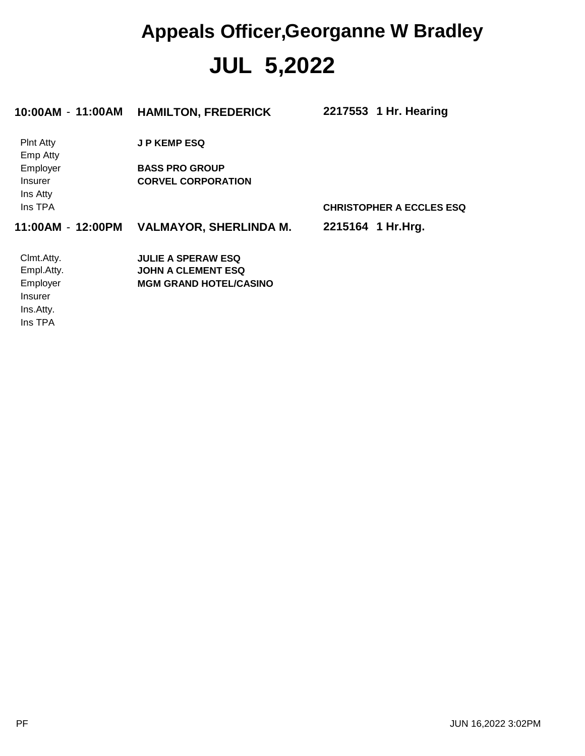# Appeals Officer,Georganne W Bradley

## JUL 5,2022

**10:00AM - 11:00AM** **HAMILTON, FREDERICK** **2217553 1 Hr. Hearing**

| | |
|---|---|
| Plnt Atty | **J P KEMP ESQ** |
| Emp Atty | |
| Employer | **BASS PRO GROUP** |
| Insurer | **CORVEL CORPORATION** |
| Ins Atty | |
| Ins TPA | **CHRISTOPHER A ECCLES ESQ** |

**11:00AM - 12:00PM** **VALMAYOR, SHERLINDA M.** **2215164 1 Hr.Hrg.**

| | |
|---|---|
| Clmt.Atty. | **JULIE A SPERAW ESQ** |
| Empl.Atty. | **JOHN A CLEMENT ESQ** |
| Employer | **MGM GRAND HOTEL/CASINO** |
| Insurer | |
| Ins.Atty. | |
| Ins TPA | |

PF JUN 16,2022 3:02PM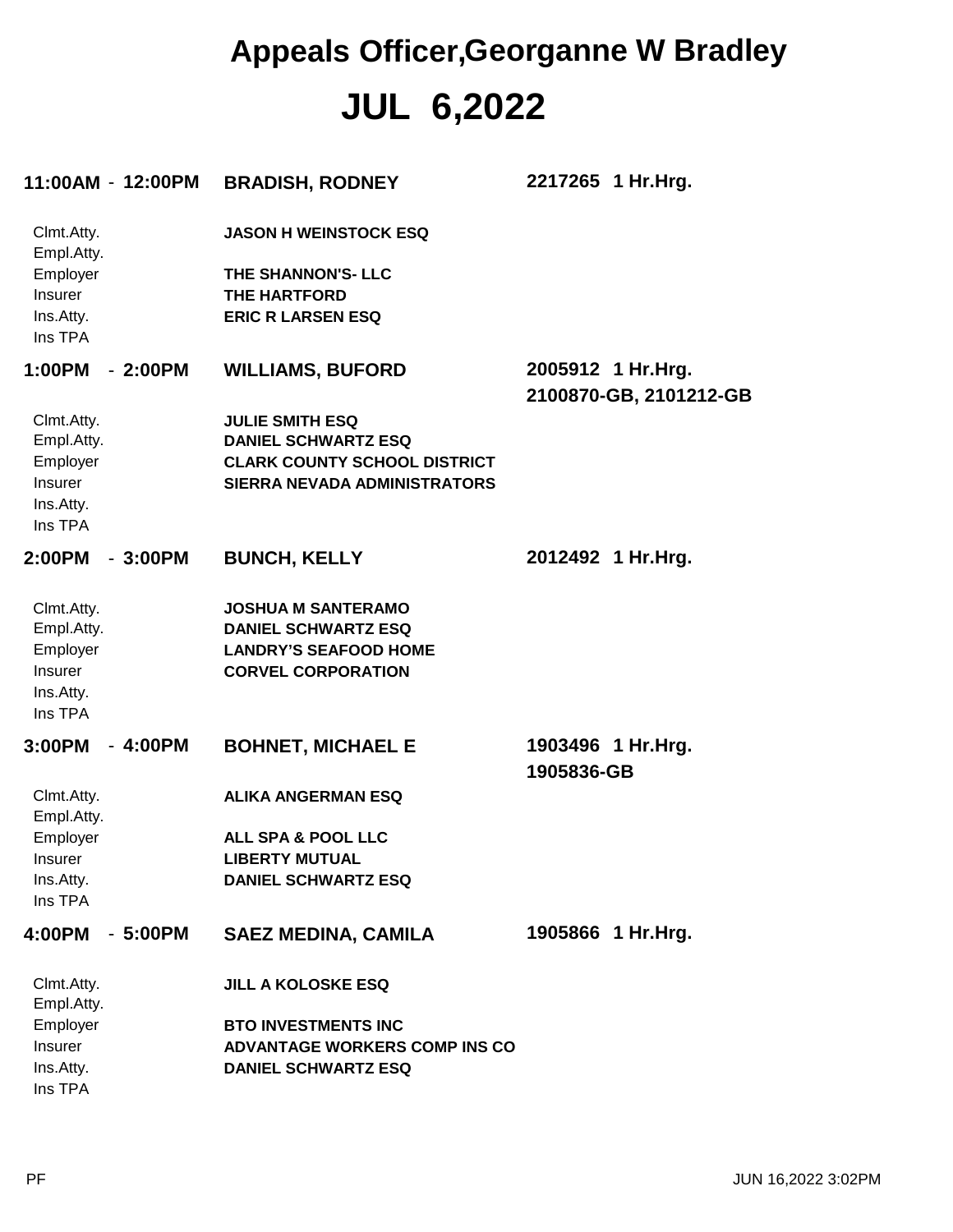# Appeals Officer,Georganne W Bradley

## JUL 6,2022

**11:00AM - 12:00PM** **BRADISH, RODNEY** **2217265 1 Hr.Hrg.**

| | |
|---|---|
| Clmt.Atty. | **JASON H WEINSTOCK ESQ** |
| Empl.Atty. | |
| Employer | **THE SHANNON'S- LLC** |
| Insurer | **THE HARTFORD** |
| Ins.Atty. | **ERIC R LARSEN ESQ** |
| Ins TPA | |

**1:00PM - 2:00PM** **WILLIAMS, BUFORD** **2005912 1 Hr.Hrg.**
**2100870-GB, 2101212-GB**

| | |
|---|---|
| Clmt.Atty. | **JULIE SMITH ESQ** |
| Empl.Atty. | **DANIEL SCHWARTZ ESQ** |
| Employer | **CLARK COUNTY SCHOOL DISTRICT** |
| Insurer | **SIERRA NEVADA ADMINISTRATORS** |
| Ins.Atty. | |
| Ins TPA | |

**2:00PM - 3:00PM** **BUNCH, KELLY** **2012492 1 Hr.Hrg.**

| | |
|---|---|
| Clmt.Atty. | **JOSHUA M SANTERAMO** |
| Empl.Atty. | **DANIEL SCHWARTZ ESQ** |
| Employer | **LANDRY'S SEAFOOD HOME** |
| Insurer | **CORVEL CORPORATION** |
| Ins.Atty. | |
| Ins TPA | |

**3:00PM - 4:00PM** **BOHNET, MICHAEL E** **1903496 1 Hr.Hrg.**
**1905836-GB**

| | |
|---|---|
| Clmt.Atty. | **ALIKA ANGERMAN ESQ** |
| Empl.Atty. | |
| Employer | **ALL SPA & POOL LLC** |
| Insurer | **LIBERTY MUTUAL** |
| Ins.Atty. | **DANIEL SCHWARTZ ESQ** |
| Ins TPA | |

**4:00PM - 5:00PM** **SAEZ MEDINA, CAMILA** **1905866 1 Hr.Hrg.**

| | |
|---|---|
| Clmt.Atty. | **JILL A KOLOSKE ESQ** |
| Empl.Atty. | |
| Employer | **BTO INVESTMENTS INC** |
| Insurer | **ADVANTAGE WORKERS COMP INS CO** |
| Ins.Atty. | **DANIEL SCHWARTZ ESQ** |
| Ins TPA | |

PF JUN 16,2022 3:02PM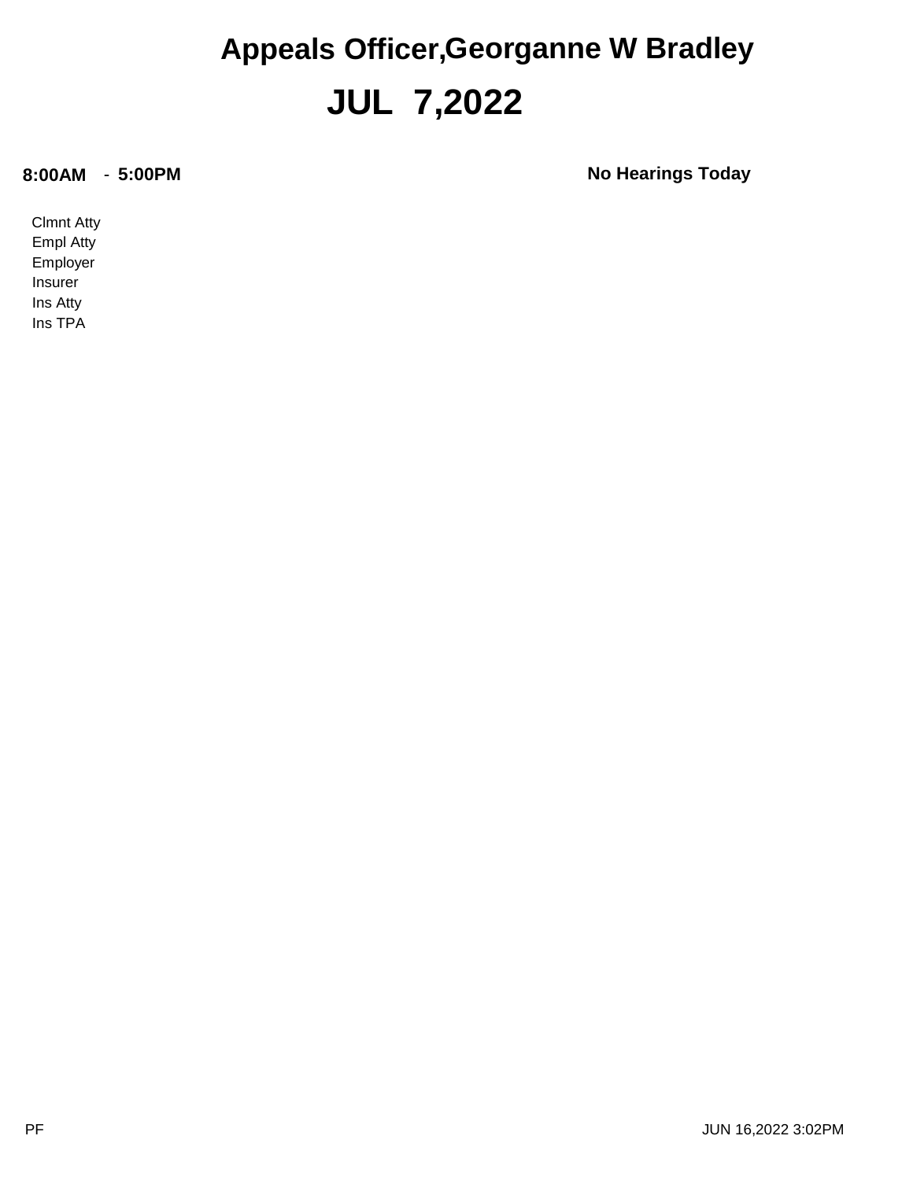# Appeals Officer,Georganne W Bradley

## JUL 7,2022

**8:00AM** - **5:00PM** **No Hearings Today**

Clmnt Atty
Empl Atty
Employer
Insurer
Ins Atty
Ins TPA

PF JUN 16,2022 3:02PM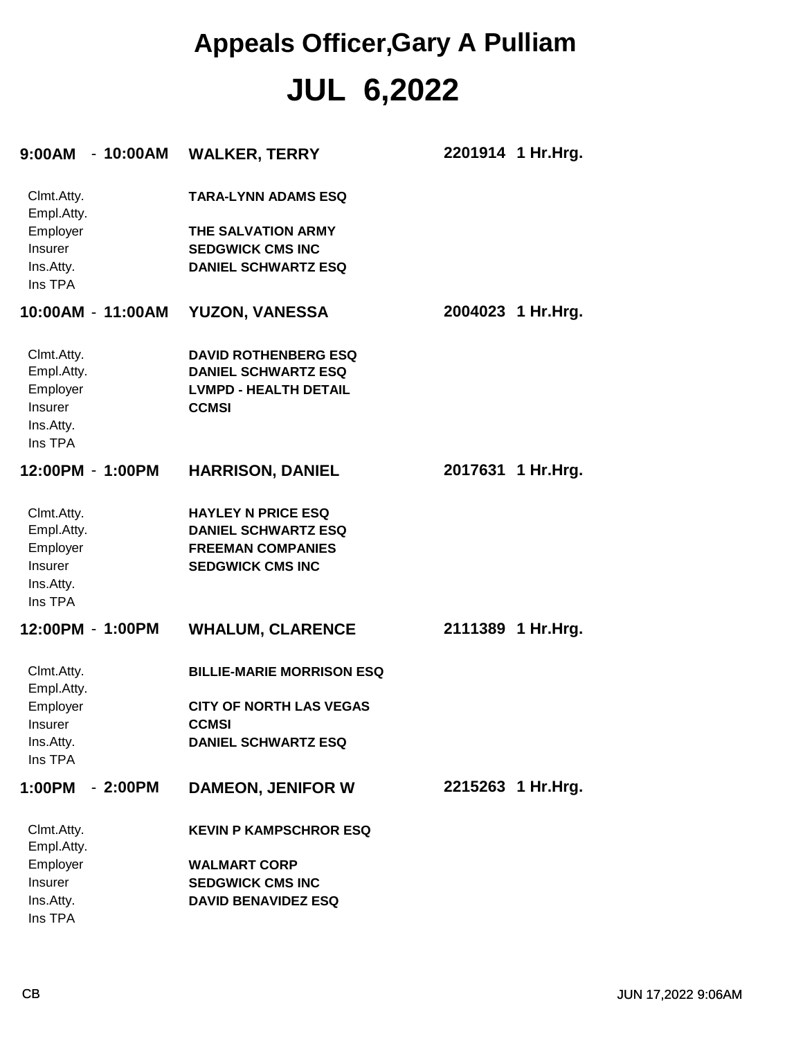# Appeals Officer,Gary A Pulliam

# JUL 6,2022

**9:00AM - 10:00AM** **WALKER, TERRY** **2201914 1 Hr.Hrg.**

| | |
|---|---|
| Clmt.Atty. | **TARA-LYNN ADAMS ESQ** |
| Empl.Atty. | |
| Employer | **THE SALVATION ARMY** |
| Insurer | **SEDGWICK CMS INC** |
| Ins.Atty. | **DANIEL SCHWARTZ ESQ** |
| Ins TPA | |

**10:00AM - 11:00AM** **YUZON, VANESSA** **2004023 1 Hr.Hrg.**

| | |
|---|---|
| Clmt.Atty. | **DAVID ROTHENBERG ESQ** |
| Empl.Atty. | **DANIEL SCHWARTZ ESQ** |
| Employer | **LVMPD - HEALTH DETAIL** |
| Insurer | **CCMSI** |
| Ins.Atty. | |
| Ins TPA | |

**12:00PM - 1:00PM** **HARRISON, DANIEL** **2017631 1 Hr.Hrg.**

| | |
|---|---|
| Clmt.Atty. | **HAYLEY N PRICE ESQ** |
| Empl.Atty. | **DANIEL SCHWARTZ ESQ** |
| Employer | **FREEMAN COMPANIES** |
| Insurer | **SEDGWICK CMS INC** |
| Ins.Atty. | |
| Ins TPA | |

**12:00PM - 1:00PM** **WHALUM, CLARENCE** **2111389 1 Hr.Hrg.**

| | |
|---|---|
| Clmt.Atty. | **BILLIE-MARIE MORRISON ESQ** |
| Empl.Atty. | |
| Employer | **CITY OF NORTH LAS VEGAS** |
| Insurer | **CCMSI** |
| Ins.Atty. | **DANIEL SCHWARTZ ESQ** |
| Ins TPA | |

**1:00PM - 2:00PM** **DAMEON, JENIFOR W** **2215263 1 Hr.Hrg.**

| | |
|---|---|
| Clmt.Atty. | **KEVIN P KAMPSCHROR ESQ** |
| Empl.Atty. | |
| Employer | **WALMART CORP** |
| Insurer | **SEDGWICK CMS INC** |
| Ins.Atty. | **DAVID BENAVIDEZ ESQ** |
| Ins TPA | |

CB JUN 17,2022 9:06AM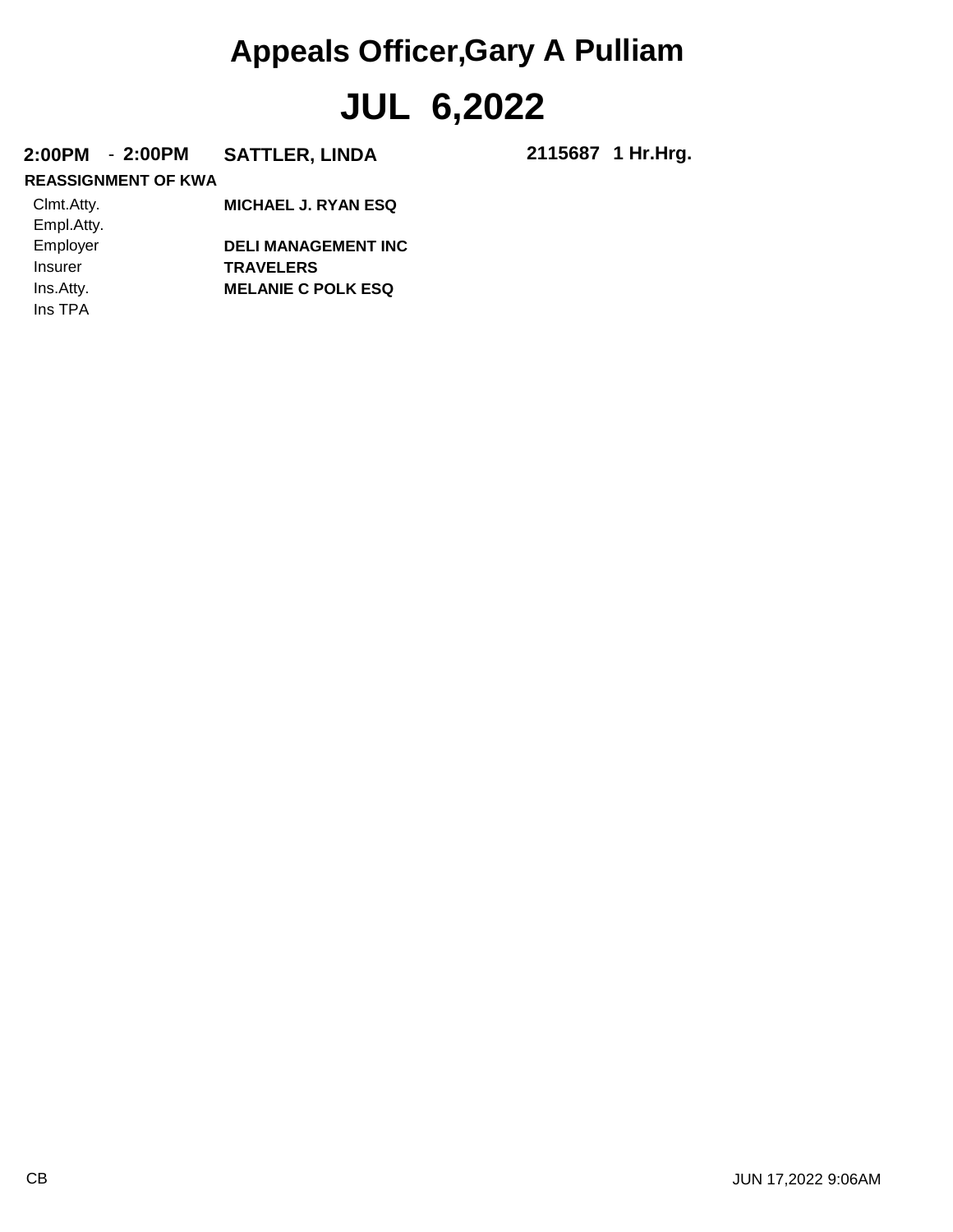# Appeals Officer,Gary A Pulliam

# JUL 6,2022

**2:00PM - 2:00PM SATTLER, LINDA 2115687 1 Hr.Hrg.**

**REASSIGNMENT OF KWA**

| | |
|---|---|
| Clmt.Atty. | **MICHAEL J. RYAN ESQ** |
| Empl.Atty. | |
| Employer | **DELI MANAGEMENT INC** |
| Insurer | **TRAVELERS** |
| Ins.Atty. | **MELANIE C POLK ESQ** |
| Ins TPA | |

CB

JUN 17,2022 9:06AM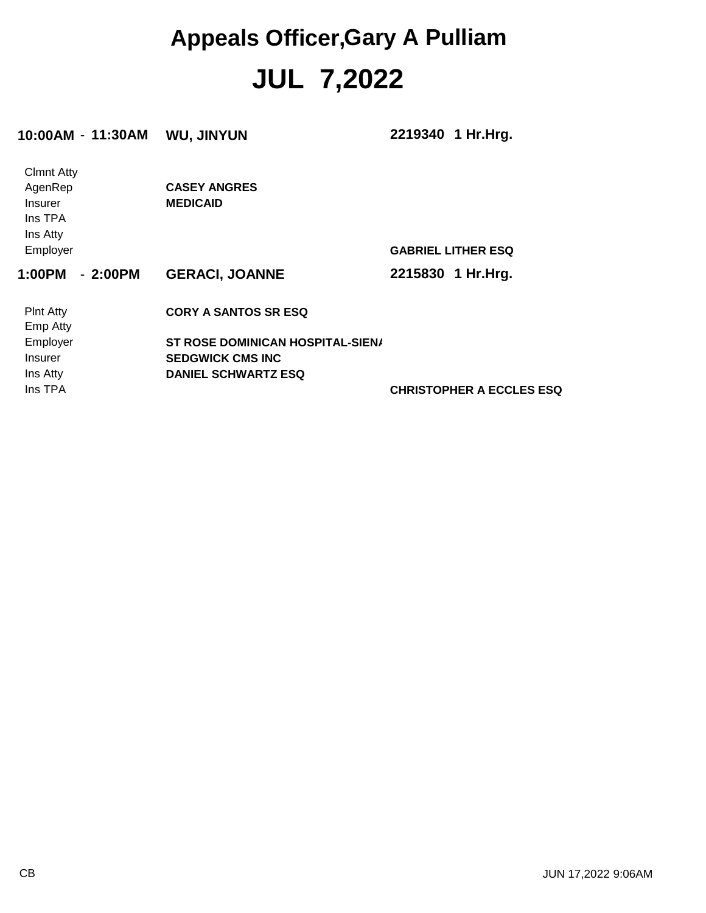# Appeals Officer,Gary A Pulliam

# JUL 7,2022

**10:00AM - 11:30AM** **WU, JINYUN** **2219340 1 Hr.Hrg.**

| | | |
|---|---|---|
| Clmnt Atty | | |
| AgenRep | **CASEY ANGRES** | |
| Insurer | **MEDICAID** | |
| Ins TPA | | |
| Ins Atty | | |
| Employer | | **GABRIEL LITHER ESQ** |

**1:00PM - 2:00PM** **GERACI, JOANNE** **2215830 1 Hr.Hrg.**

| | | |
|---|---|---|
| Plnt Atty | **CORY A SANTOS SR ESQ** | |
| Emp Atty | | |
| Employer | **ST ROSE DOMINICAN HOSPITAL-SIENA** | |
| Insurer | **SEDGWICK CMS INC** | |
| Ins Atty | **DANIEL SCHWARTZ ESQ** | |
| Ins TPA | | **CHRISTOPHER A ECCLES ESQ** |

CB JUN 17,2022 9:06AM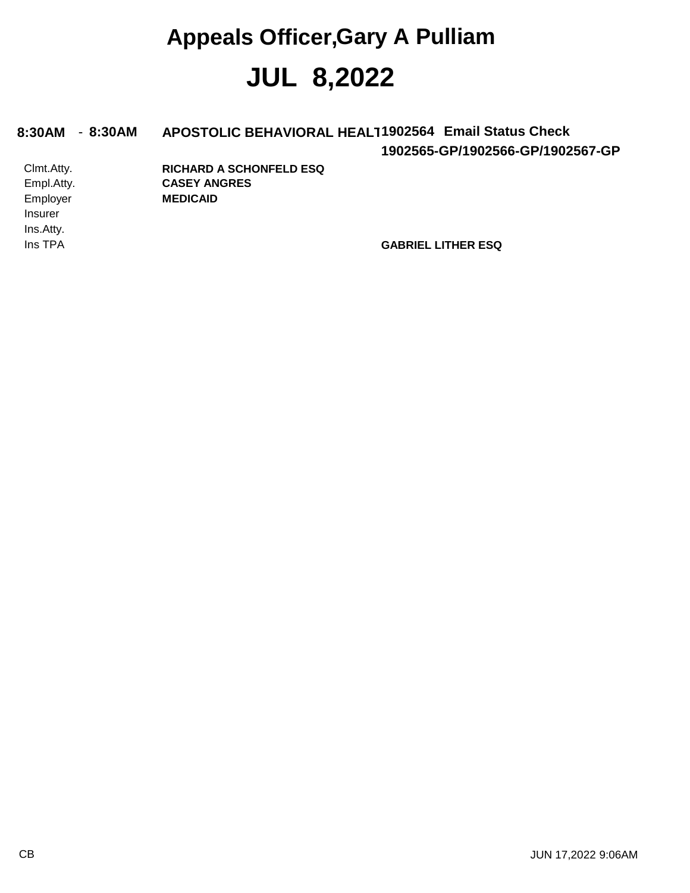# Appeals Officer,Gary A Pulliam

# JUL 8,2022

**8:30AM - 8:30AM** **APOSTOLIC BEHAVIORAL HEALT** **1902564 Email Status Check**

**1902565-GP/1902566-GP/1902567-GP**

| | | |
|---|---|---|
| Clmt.Atty. | **RICHARD A SCHONFELD ESQ** | |
| Empl.Atty. | **CASEY ANGRES** | |
| Employer | **MEDICAID** | |
| Insurer | | |
| Ins.Atty. | | |
| Ins TPA | | **GABRIEL LITHER ESQ** |

CB

JUN 17,2022 9:06AM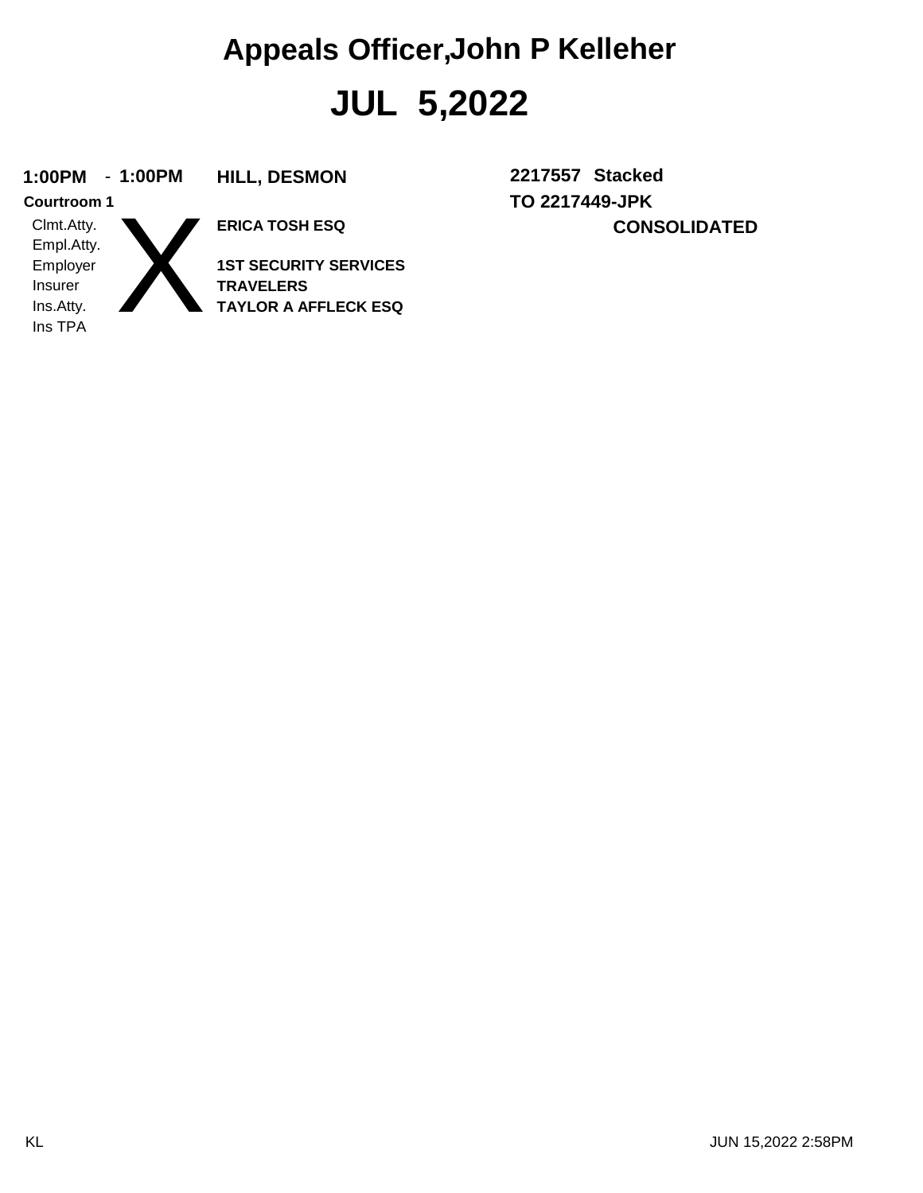# Appeals Officer,John P Kelleher

# JUL 5,2022

**1:00PM** - **1:00PM** **HILL, DESMON** **2217557 Stacked**

**Courtroom 1** **TO 2217449-JPK**

**CONSOLIDATED**

| | X | |
|---|---|---|
| Clmt.Atty. | | **ERICA TOSH ESQ** |
| Empl.Atty. | | |
| Employer | | **1ST SECURITY SERVICES** |
| Insurer | | **TRAVELERS** |
| Ins.Atty. | | **TAYLOR A AFFLECK ESQ** |
| Ins TPA | | |

KL

JUN 15,2022 2:58PM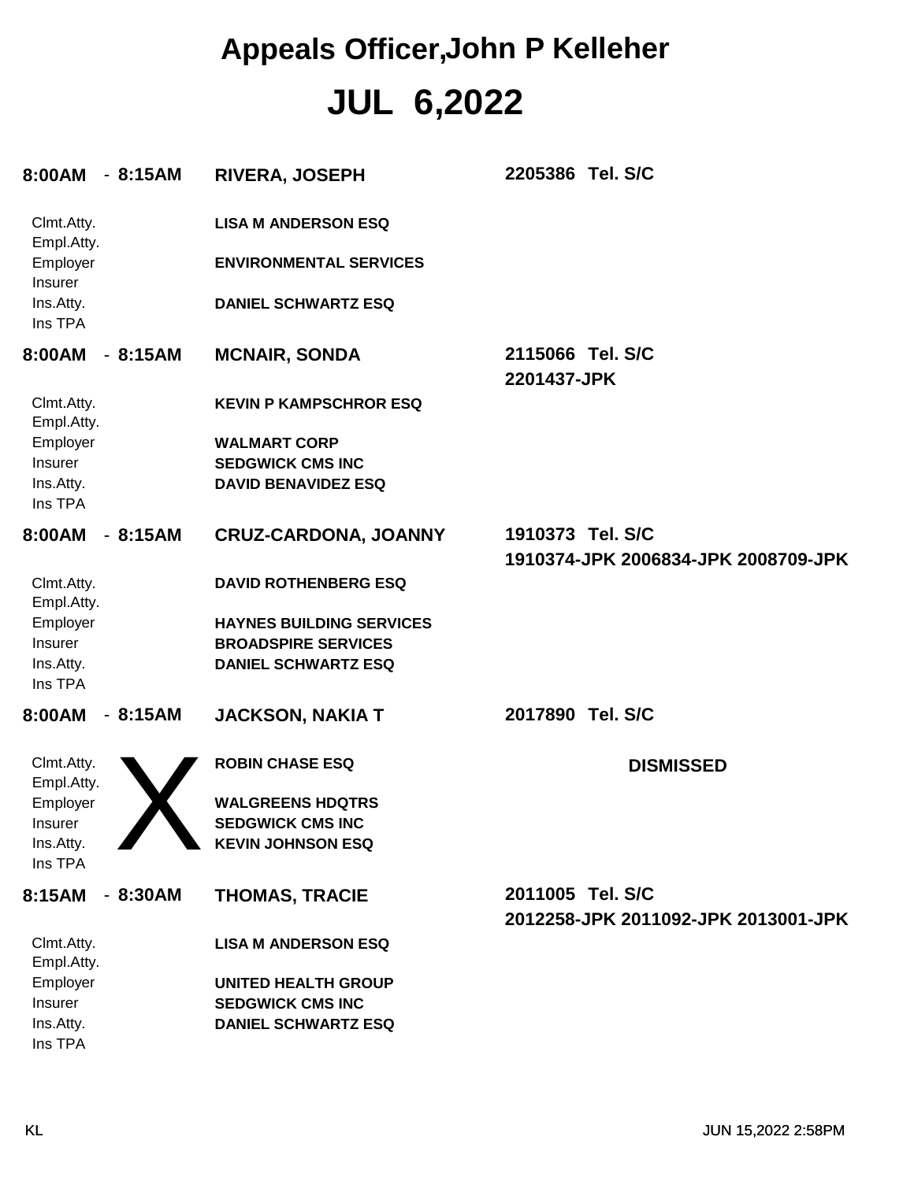# Appeals Officer,John P Kelleher

## JUL 6,2022

**8:00AM - 8:15AM** **RIVERA, JOSEPH** **2205386 Tel. S/C**

| | |
|---|---|
| Clmt.Atty. | **LISA M ANDERSON ESQ** |
| Empl.Atty. | |
| Employer | **ENVIRONMENTAL SERVICES** |
| Insurer | |
| Ins.Atty. | **DANIEL SCHWARTZ ESQ** |
| Ins TPA | |

**8:00AM - 8:15AM** **MCNAIR, SONDA** **2115066 Tel. S/C**
**2201437-JPK**

| | |
|---|---|
| Clmt.Atty. | **KEVIN P KAMPSCHROR ESQ** |
| Empl.Atty. | |
| Employer | **WALMART CORP** |
| Insurer | **SEDGWICK CMS INC** |
| Ins.Atty. | **DAVID BENAVIDEZ ESQ** |
| Ins TPA | |

**8:00AM - 8:15AM** **CRUZ-CARDONA, JOANNY** **1910373 Tel. S/C**
**1910374-JPK 2006834-JPK 2008709-JPK**

| | |
|---|---|
| Clmt.Atty. | **DAVID ROTHENBERG ESQ** |
| Empl.Atty. | |
| Employer | **HAYNES BUILDING SERVICES** |
| Insurer | **BROADSPIRE SERVICES** |
| Ins.Atty. | **DANIEL SCHWARTZ ESQ** |
| Ins TPA | |

**8:00AM - 8:15AM** **JACKSON, NAKIA T** **2017890 Tel. S/C**

X **DISMISSED**

| | |
|---|---|
| Clmt.Atty. | **ROBIN CHASE ESQ** |
| Empl.Atty. | |
| Employer | **WALGREENS HDQTRS** |
| Insurer | **SEDGWICK CMS INC** |
| Ins.Atty. | **KEVIN JOHNSON ESQ** |
| Ins TPA | |

**8:15AM - 8:30AM** **THOMAS, TRACIE** **2011005 Tel. S/C**
**2012258-JPK 2011092-JPK 2013001-JPK**

| | |
|---|---|
| Clmt.Atty. | **LISA M ANDERSON ESQ** |
| Empl.Atty. | |
| Employer | **UNITED HEALTH GROUP** |
| Insurer | **SEDGWICK CMS INC** |
| Ins.Atty. | **DANIEL SCHWARTZ ESQ** |
| Ins TPA | |

KL JUN 15,2022 2:58PM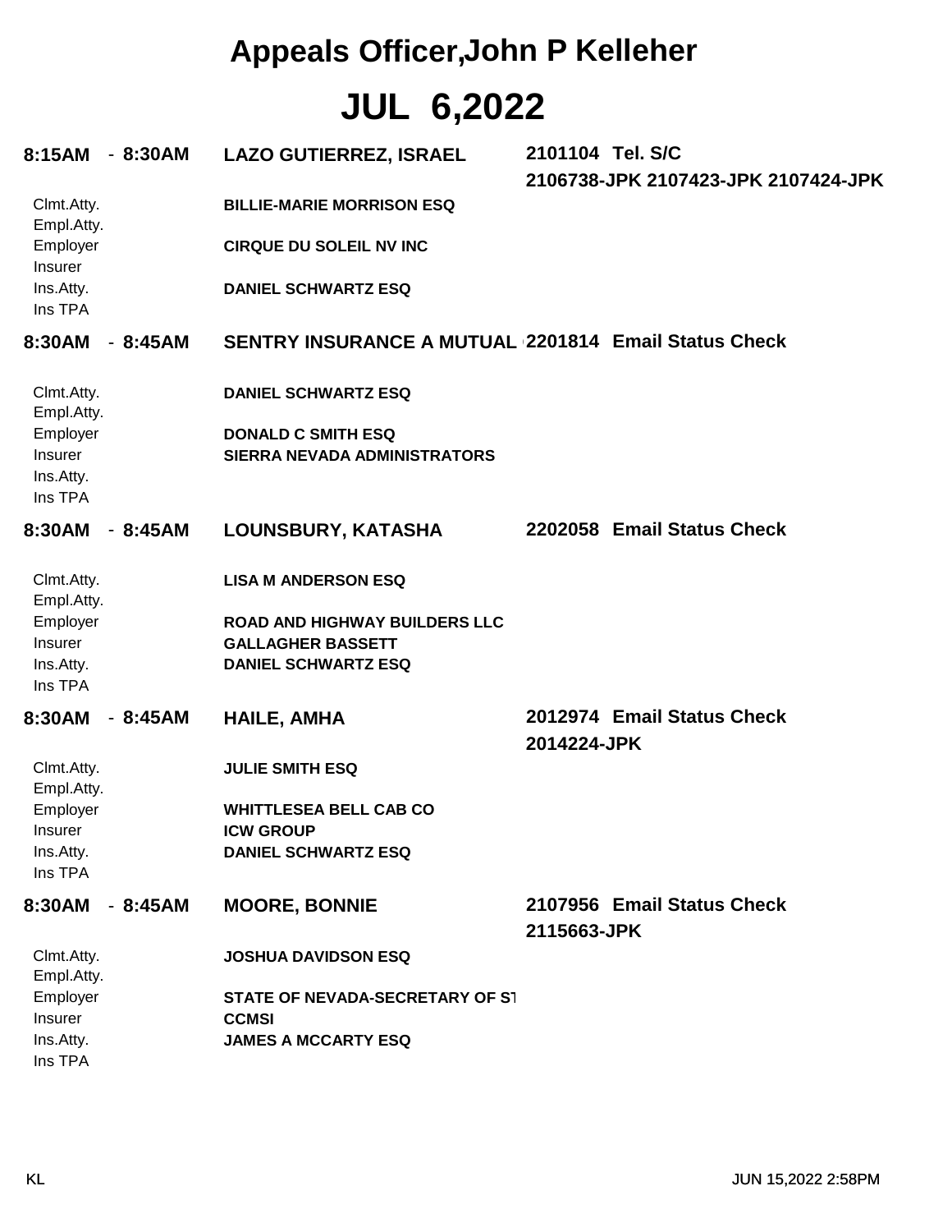# Appeals Officer,John P Kelleher

# JUL 6,2022

**8:15AM - 8:30AM** **LAZO GUTIERREZ, ISRAEL** **2101104 Tel. S/C**
**2106738-JPK 2107423-JPK 2107424-JPK**

Clmt.Atty. **BILLIE-MARIE MORRISON ESQ**
Empl.Atty.
Employer **CIRQUE DU SOLEIL NV INC**
Insurer
Ins.Atty. **DANIEL SCHWARTZ ESQ**
Ins TPA

**8:30AM - 8:45AM** **SENTRY INSURANCE A MUTUAL** **2201814 Email Status Check**

Clmt.Atty. **DANIEL SCHWARTZ ESQ**
Empl.Atty.
Employer **DONALD C SMITH ESQ**
Insurer **SIERRA NEVADA ADMINISTRATORS**
Ins.Atty.
Ins TPA

**8:30AM - 8:45AM** **LOUNSBURY, KATASHA** **2202058 Email Status Check**

Clmt.Atty. **LISA M ANDERSON ESQ**
Empl.Atty.
Employer **ROAD AND HIGHWAY BUILDERS LLC**
Insurer **GALLAGHER BASSETT**
Ins.Atty. **DANIEL SCHWARTZ ESQ**
Ins TPA

**8:30AM - 8:45AM** **HAILE, AMHA** **2012974 Email Status Check**
**2014224-JPK**

Clmt.Atty. **JULIE SMITH ESQ**
Empl.Atty.
Employer **WHITTLESEA BELL CAB CO**
Insurer **ICW GROUP**
Ins.Atty. **DANIEL SCHWARTZ ESQ**
Ins TPA

**8:30AM - 8:45AM** **MOORE, BONNIE** **2107956 Email Status Check**
**2115663-JPK**

Clmt.Atty. **JOSHUA DAVIDSON ESQ**
Empl.Atty.
Employer **STATE OF NEVADA-SECRETARY OF ST**
Insurer **CCMSI**
Ins.Atty. **JAMES A MCCARTY ESQ**
Ins TPA

KL JUN 15,2022 2:58PM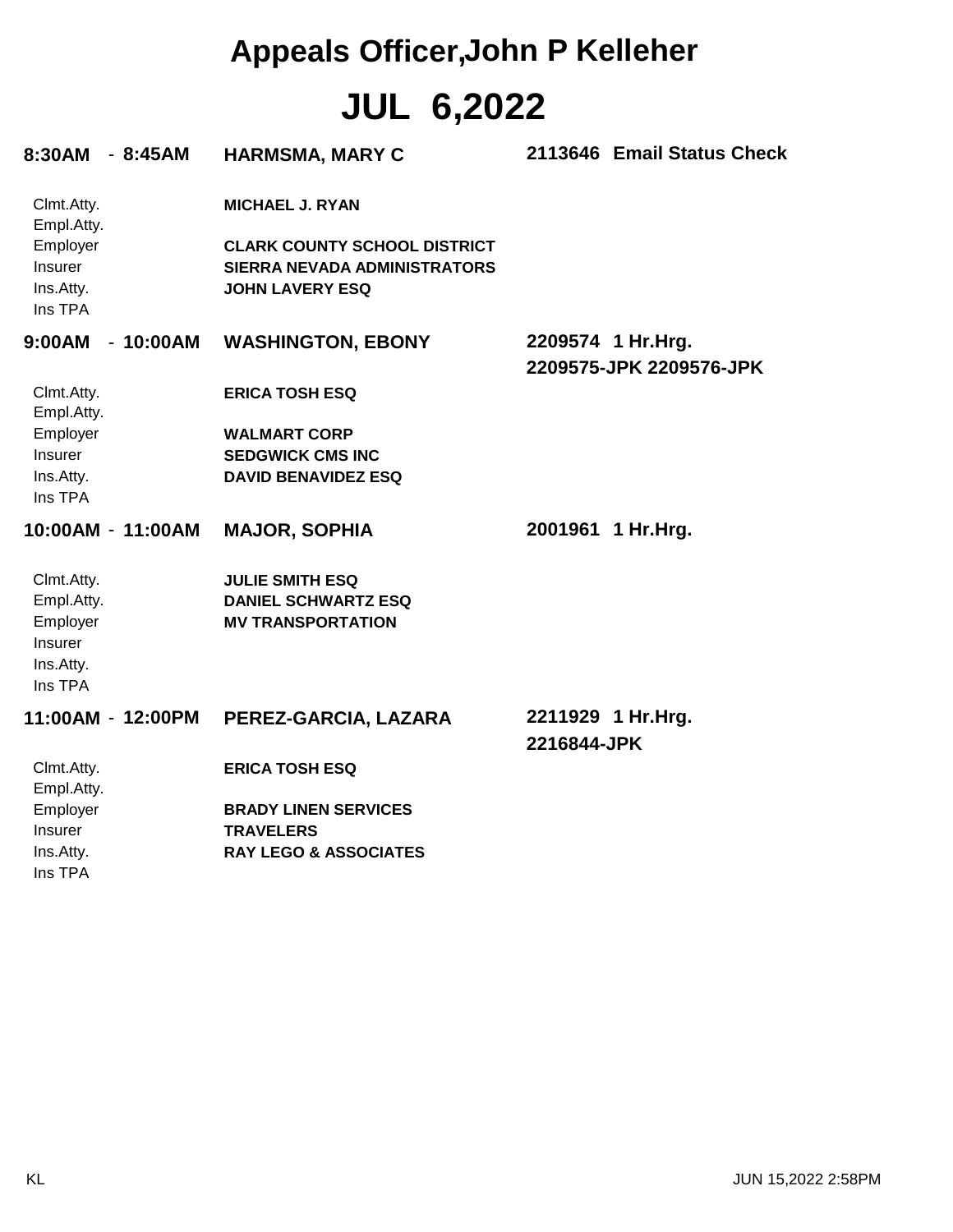# Appeals Officer,John P Kelleher

# JUL 6,2022

**8:30AM - 8:45AM** **HARMSMA, MARY C** **2113646 Email Status Check**

| | |
|---|---|
| Clmt.Atty. | **MICHAEL J. RYAN** |
| Empl.Atty. | |
| Employer | **CLARK COUNTY SCHOOL DISTRICT** |
| Insurer | **SIERRA NEVADA ADMINISTRATORS** |
| Ins.Atty. | **JOHN LAVERY ESQ** |
| Ins TPA | |

**9:00AM - 10:00AM** **WASHINGTON, EBONY** **2209574 1 Hr.Hrg.**
**2209575-JPK 2209576-JPK**

| | |
|---|---|
| Clmt.Atty. | **ERICA TOSH ESQ** |
| Empl.Atty. | |
| Employer | **WALMART CORP** |
| Insurer | **SEDGWICK CMS INC** |
| Ins.Atty. | **DAVID BENAVIDEZ ESQ** |
| Ins TPA | |

**10:00AM - 11:00AM** **MAJOR, SOPHIA** **2001961 1 Hr.Hrg.**

| | |
|---|---|
| Clmt.Atty. | **JULIE SMITH ESQ** |
| Empl.Atty. | **DANIEL SCHWARTZ ESQ** |
| Employer | **MV TRANSPORTATION** |
| Insurer | |
| Ins.Atty. | |
| Ins TPA | |

**11:00AM - 12:00PM** **PEREZ-GARCIA, LAZARA** **2211929 1 Hr.Hrg.**
**2216844-JPK**

| | |
|---|---|
| Clmt.Atty. | **ERICA TOSH ESQ** |
| Empl.Atty. | |
| Employer | **BRADY LINEN SERVICES** |
| Insurer | **TRAVELERS** |
| Ins.Atty. | **RAY LEGO & ASSOCIATES** |
| Ins TPA | |

KL JUN 15,2022 2:58PM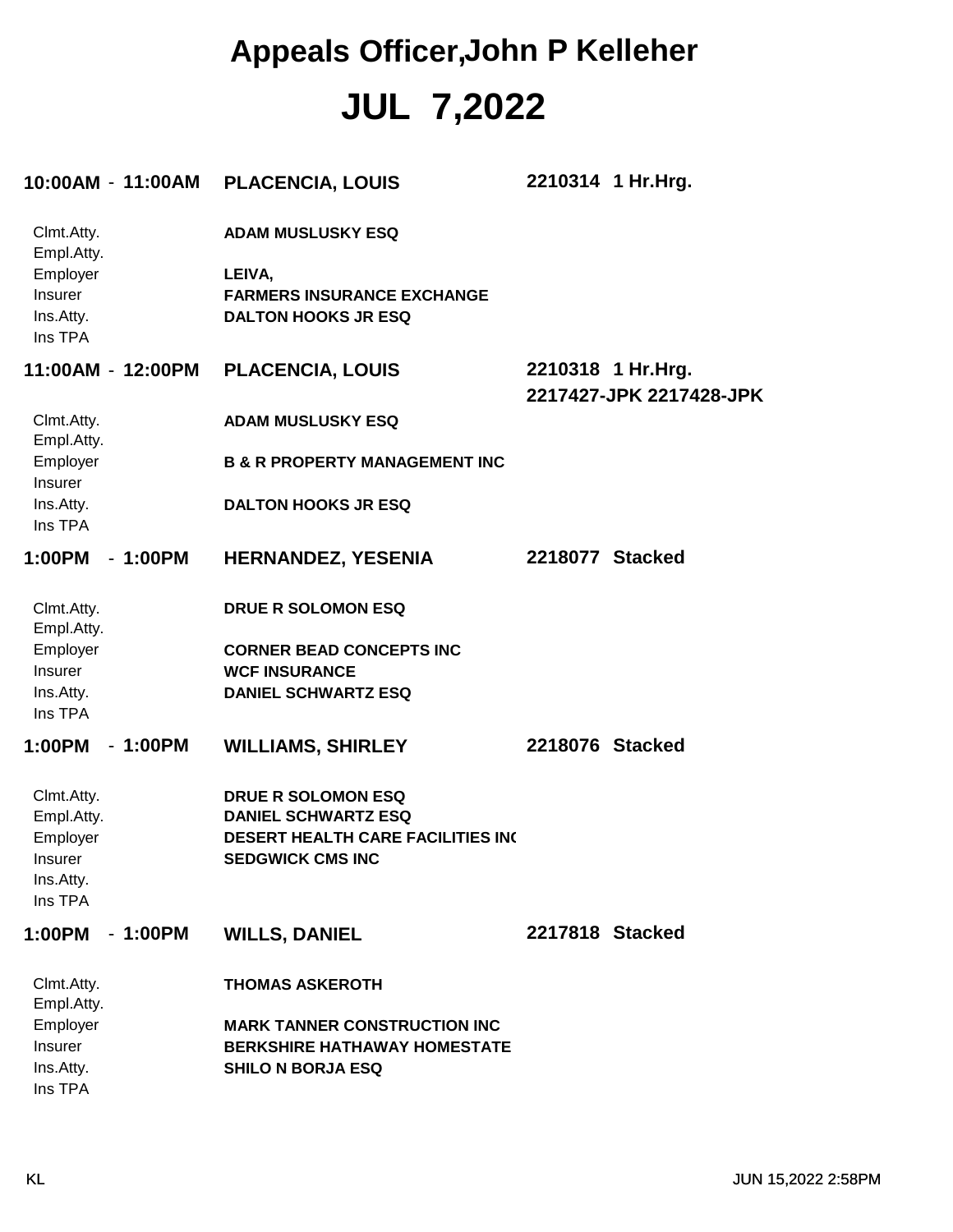# Appeals Officer,John P Kelleher

# JUL 7,2022

**10:00AM - 11:00AM** **PLACENCIA, LOUIS** **2210314 1 Hr.Hrg.**

| | |
|---|---|
| Clmt.Atty. | **ADAM MUSLUSKY ESQ** |
| Empl.Atty. | |
| Employer | **LEIVA,** |
| Insurer | **FARMERS INSURANCE EXCHANGE** |
| Ins.Atty. | **DALTON HOOKS JR ESQ** |
| Ins TPA | |

**11:00AM - 12:00PM** **PLACENCIA, LOUIS** **2210318 1 Hr.Hrg.**
**2217427-JPK 2217428-JPK**

| | |
|---|---|
| Clmt.Atty. | **ADAM MUSLUSKY ESQ** |
| Empl.Atty. | |
| Employer | **B & R PROPERTY MANAGEMENT INC** |
| Insurer | |
| Ins.Atty. | **DALTON HOOKS JR ESQ** |
| Ins TPA | |

**1:00PM - 1:00PM** **HERNANDEZ, YESENIA** **2218077 Stacked**

| | |
|---|---|
| Clmt.Atty. | **DRUE R SOLOMON ESQ** |
| Empl.Atty. | |
| Employer | **CORNER BEAD CONCEPTS INC** |
| Insurer | **WCF INSURANCE** |
| Ins.Atty. | **DANIEL SCHWARTZ ESQ** |
| Ins TPA | |

**1:00PM - 1:00PM** **WILLIAMS, SHIRLEY** **2218076 Stacked**

| | |
|---|---|
| Clmt.Atty. | **DRUE R SOLOMON ESQ** |
| Empl.Atty. | **DANIEL SCHWARTZ ESQ** |
| Employer | **DESERT HEALTH CARE FACILITIES INC** |
| Insurer | **SEDGWICK CMS INC** |
| Ins.Atty. | |
| Ins TPA | |

**1:00PM - 1:00PM** **WILLS, DANIEL** **2217818 Stacked**

| | |
|---|---|
| Clmt.Atty. | **THOMAS ASKEROTH** |
| Empl.Atty. | |
| Employer | **MARK TANNER CONSTRUCTION INC** |
| Insurer | **BERKSHIRE HATHAWAY HOMESTATE** |
| Ins.Atty. | **SHILO N BORJA ESQ** |
| Ins TPA | |

KL JUN 15,2022 2:58PM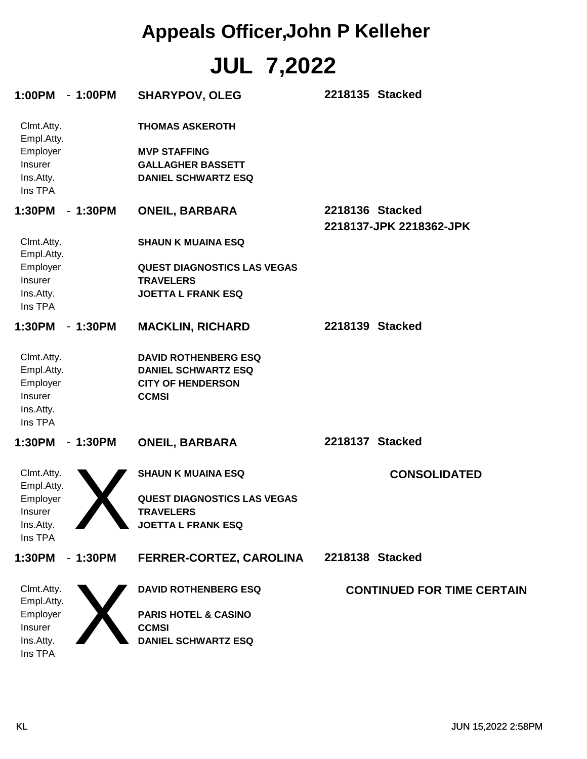# Appeals Officer,John P Kelleher

# JUL 7,2022

**1:00PM - 1:00PM** **SHARYPOV, OLEG** **2218135 Stacked**

| | |
|---|---|
| Clmt.Atty. | **THOMAS ASKEROTH** |
| Empl.Atty. | |
| Employer | **MVP STAFFING** |
| Insurer | **GALLAGHER BASSETT** |
| Ins.Atty. | **DANIEL SCHWARTZ ESQ** |
| Ins TPA | |

**1:30PM - 1:30PM** **ONEIL, BARBARA** **2218136 Stacked**
**2218137-JPK 2218362-JPK**

| | |
|---|---|
| Clmt.Atty. | **SHAUN K MUAINA ESQ** |
| Empl.Atty. | |
| Employer | **QUEST DIAGNOSTICS LAS VEGAS** |
| Insurer | **TRAVELERS** |
| Ins.Atty. | **JOETTA L FRANK ESQ** |
| Ins TPA | |

**1:30PM - 1:30PM** **MACKLIN, RICHARD** **2218139 Stacked**

| | |
|---|---|
| Clmt.Atty. | **DAVID ROTHENBERG ESQ** |
| Empl.Atty. | **DANIEL SCHWARTZ ESQ** |
| Employer | **CITY OF HENDERSON** |
| Insurer | **CCMSI** |
| Ins.Atty. | |
| Ins TPA | |

**1:30PM - 1:30PM** **ONEIL, BARBARA** **2218137 Stacked**

X **CONSOLIDATED**

| | |
|---|---|
| Clmt.Atty. | **SHAUN K MUAINA ESQ** |
| Empl.Atty. | |
| Employer | **QUEST DIAGNOSTICS LAS VEGAS** |
| Insurer | **TRAVELERS** |
| Ins.Atty. | **JOETTA L FRANK ESQ** |
| Ins TPA | |

**1:30PM - 1:30PM** **FERRER-CORTEZ, CAROLINA** **2218138 Stacked**

X **CONTINUED FOR TIME CERTAIN**

| | |
|---|---|
| Clmt.Atty. | **DAVID ROTHENBERG ESQ** |
| Empl.Atty. | |
| Employer | **PARIS HOTEL & CASINO** |
| Insurer | **CCMSI** |
| Ins.Atty. | **DANIEL SCHWARTZ ESQ** |
| Ins TPA | |

KL JUN 15,2022 2:58PM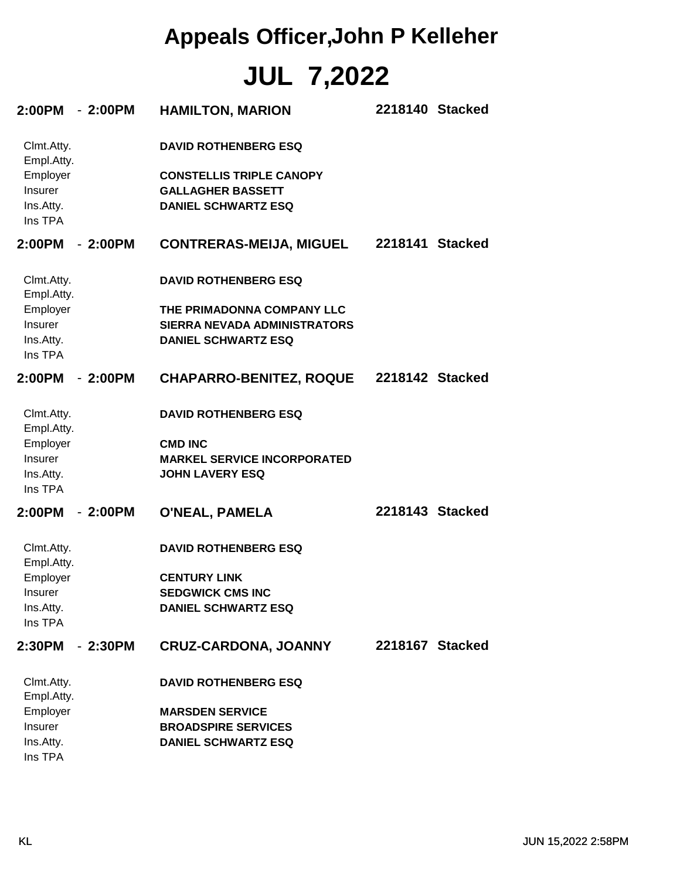# Appeals Officer,John P Kelleher

# JUL 7,2022

**2:00PM - 2:00PM** **HAMILTON, MARION** **2218140 Stacked**

| | |
|---|---|
| Clmt.Atty. | **DAVID ROTHENBERG ESQ** |
| Empl.Atty. | |
| Employer | **CONSTELLIS TRIPLE CANOPY** |
| Insurer | **GALLAGHER BASSETT** |
| Ins.Atty. | **DANIEL SCHWARTZ ESQ** |
| Ins TPA | |

**2:00PM - 2:00PM** **CONTRERAS-MEIJA, MIGUEL** **2218141 Stacked**

| | |
|---|---|
| Clmt.Atty. | **DAVID ROTHENBERG ESQ** |
| Empl.Atty. | |
| Employer | **THE PRIMADONNA COMPANY LLC** |
| Insurer | **SIERRA NEVADA ADMINISTRATORS** |
| Ins.Atty. | **DANIEL SCHWARTZ ESQ** |
| Ins TPA | |

**2:00PM - 2:00PM** **CHAPARRO-BENITEZ, ROQUE** **2218142 Stacked**

| | |
|---|---|
| Clmt.Atty. | **DAVID ROTHENBERG ESQ** |
| Empl.Atty. | |
| Employer | **CMD INC** |
| Insurer | **MARKEL SERVICE INCORPORATED** |
| Ins.Atty. | **JOHN LAVERY ESQ** |
| Ins TPA | |

**2:00PM - 2:00PM** **O'NEAL, PAMELA** **2218143 Stacked**

| | |
|---|---|
| Clmt.Atty. | **DAVID ROTHENBERG ESQ** |
| Empl.Atty. | |
| Employer | **CENTURY LINK** |
| Insurer | **SEDGWICK CMS INC** |
| Ins.Atty. | **DANIEL SCHWARTZ ESQ** |
| Ins TPA | |

**2:30PM - 2:30PM** **CRUZ-CARDONA, JOANNY** **2218167 Stacked**

| | |
|---|---|
| Clmt.Atty. | **DAVID ROTHENBERG ESQ** |
| Empl.Atty. | |
| Employer | **MARSDEN SERVICE** |
| Insurer | **BROADSPIRE SERVICES** |
| Ins.Atty. | **DANIEL SCHWARTZ ESQ** |
| Ins TPA | |

KL JUN 15,2022 2:58PM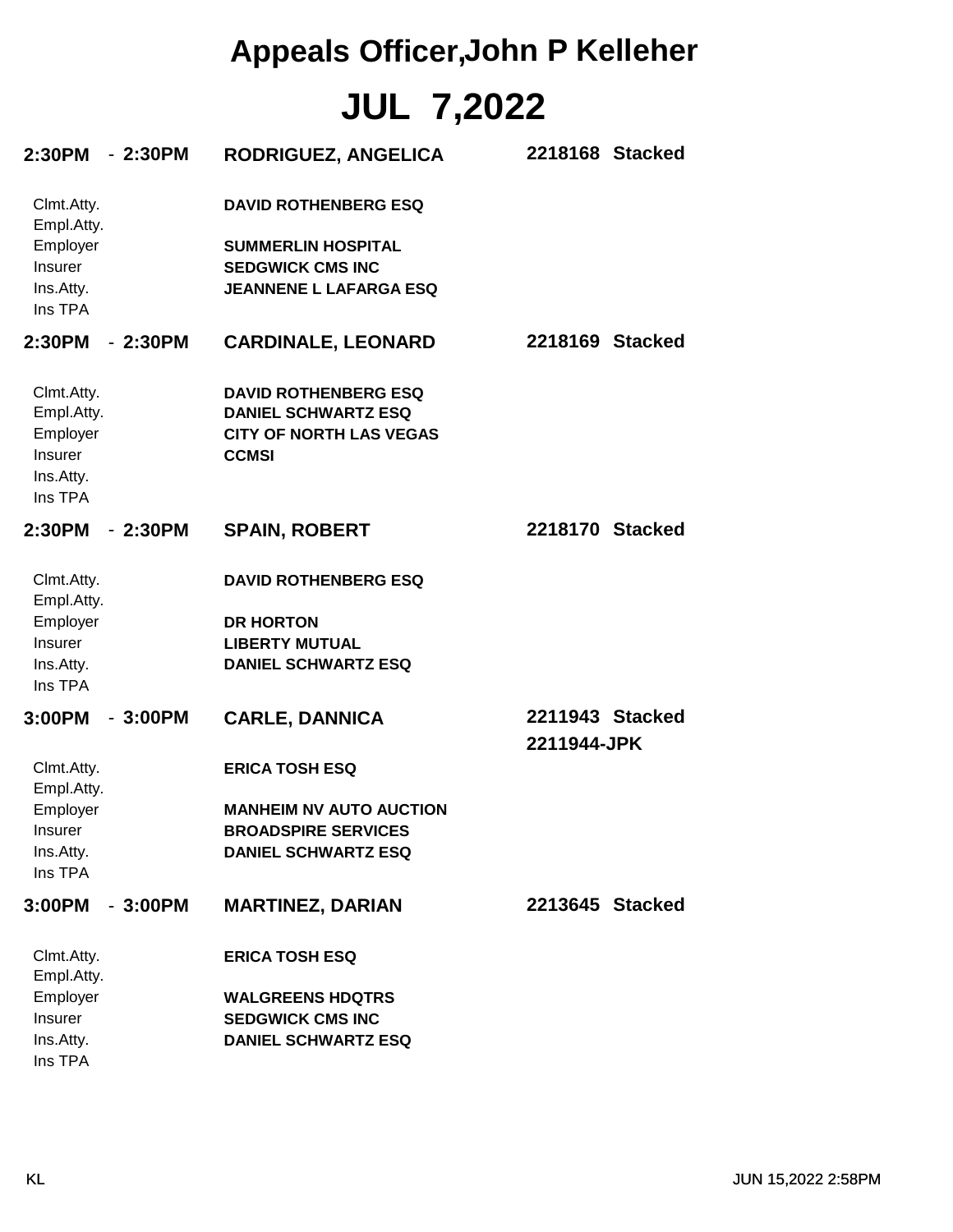# Appeals Officer,John P Kelleher

# JUL 7,2022

**2:30PM - 2:30PM** **RODRIGUEZ, ANGELICA** **2218168 Stacked**

| | |
|---|---|
| Clmt.Atty. | **DAVID ROTHENBERG ESQ** |
| Empl.Atty. | |
| Employer | **SUMMERLIN HOSPITAL** |
| Insurer | **SEDGWICK CMS INC** |
| Ins.Atty. | **JEANNENE L LAFARGA ESQ** |
| Ins TPA | |

**2:30PM - 2:30PM** **CARDINALE, LEONARD** **2218169 Stacked**

| | |
|---|---|
| Clmt.Atty. | **DAVID ROTHENBERG ESQ** |
| Empl.Atty. | **DANIEL SCHWARTZ ESQ** |
| Employer | **CITY OF NORTH LAS VEGAS** |
| Insurer | **CCMSI** |
| Ins.Atty. | |
| Ins TPA | |

**2:30PM - 2:30PM** **SPAIN, ROBERT** **2218170 Stacked**

| | |
|---|---|
| Clmt.Atty. | **DAVID ROTHENBERG ESQ** |
| Empl.Atty. | |
| Employer | **DR HORTON** |
| Insurer | **LIBERTY MUTUAL** |
| Ins.Atty. | **DANIEL SCHWARTZ ESQ** |
| Ins TPA | |

**3:00PM - 3:00PM** **CARLE, DANNICA** **2211943 Stacked**
**2211944-JPK**

| | |
|---|---|
| Clmt.Atty. | **ERICA TOSH ESQ** |
| Empl.Atty. | |
| Employer | **MANHEIM NV AUTO AUCTION** |
| Insurer | **BROADSPIRE SERVICES** |
| Ins.Atty. | **DANIEL SCHWARTZ ESQ** |
| Ins TPA | |

**3:00PM - 3:00PM** **MARTINEZ, DARIAN** **2213645 Stacked**

| | |
|---|---|
| Clmt.Atty. | **ERICA TOSH ESQ** |
| Empl.Atty. | |
| Employer | **WALGREENS HDQTRS** |
| Insurer | **SEDGWICK CMS INC** |
| Ins.Atty. | **DANIEL SCHWARTZ ESQ** |
| Ins TPA | |

KL JUN 15,2022 2:58PM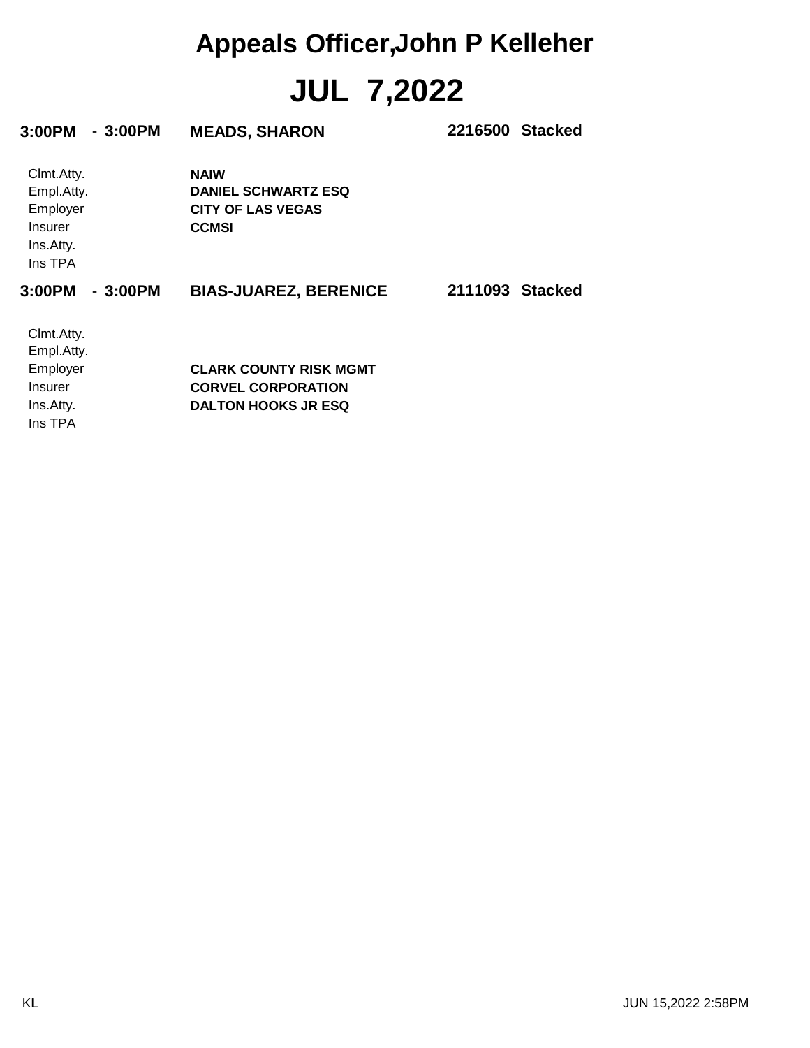# Appeals Officer,John P Kelleher

# JUL 7,2022

**3:00PM - 3:00PM** **MEADS, SHARON** **2216500 Stacked**

| | |
|---|---|
| Clmt.Atty. | **NAIW** |
| Empl.Atty. | **DANIEL SCHWARTZ ESQ** |
| Employer | **CITY OF LAS VEGAS** |
| Insurer | **CCMSI** |
| Ins.Atty. | |
| Ins TPA | |

**3:00PM - 3:00PM** **BIAS-JUAREZ, BERENICE** **2111093 Stacked**

| | |
|---|---|
| Clmt.Atty. | |
| Empl.Atty. | |
| Employer | **CLARK COUNTY RISK MGMT** |
| Insurer | **CORVEL CORPORATION** |
| Ins.Atty. | **DALTON HOOKS JR ESQ** |
| Ins TPA | |

KL JUN 15,2022 2:58PM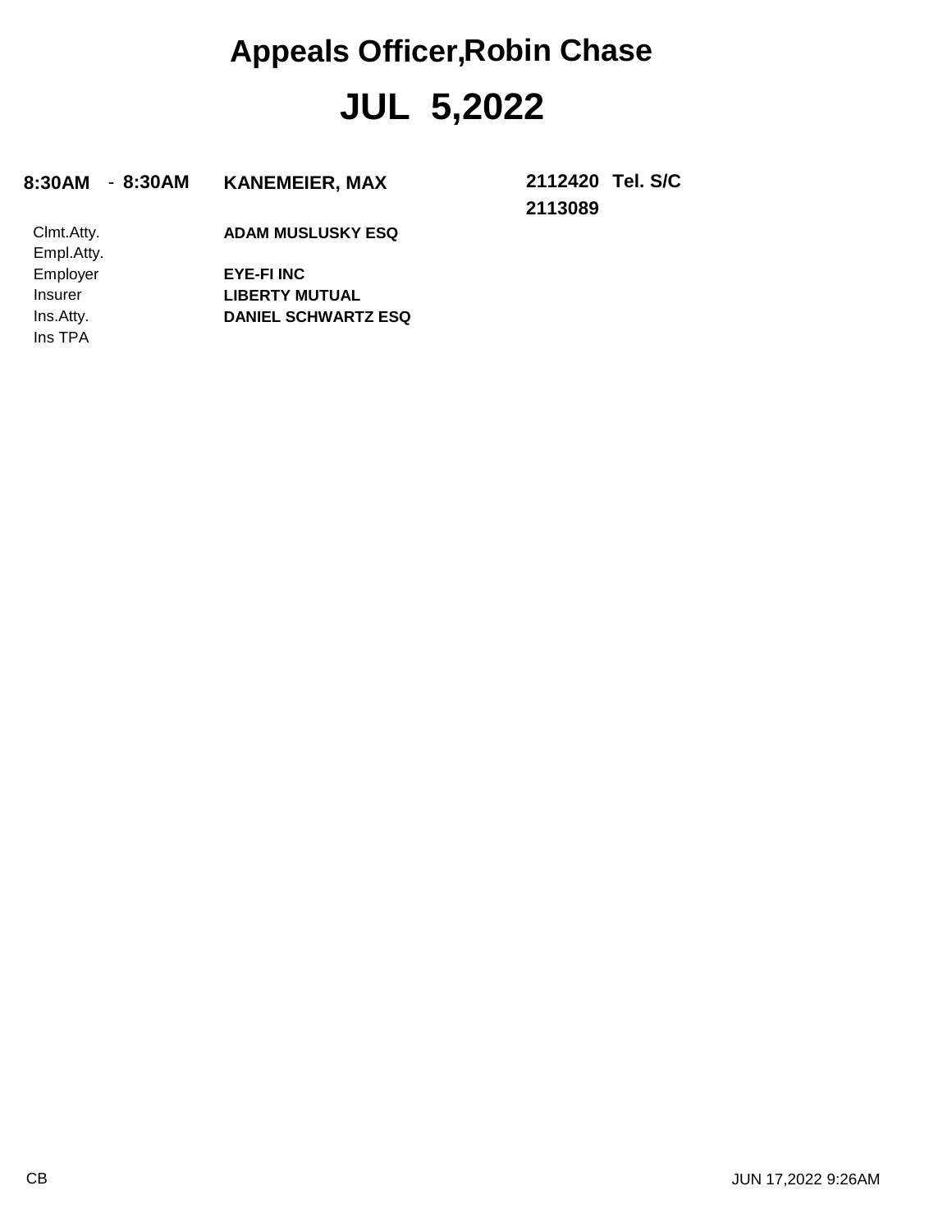# Appeals Officer,Robin Chase

# JUL 5,2022

**8:30AM - 8:30AM** **KANEMEIER, MAX** **2112420 Tel. S/C**
**2113089**

| | |
|---|---|
| Clmt.Atty. | **ADAM MUSLUSKY ESQ** |
| Empl.Atty. | |
| Employer | **EYE-FI INC** |
| Insurer | **LIBERTY MUTUAL** |
| Ins.Atty. | **DANIEL SCHWARTZ ESQ** |
| Ins TPA | |

CB

JUN 17,2022 9:26AM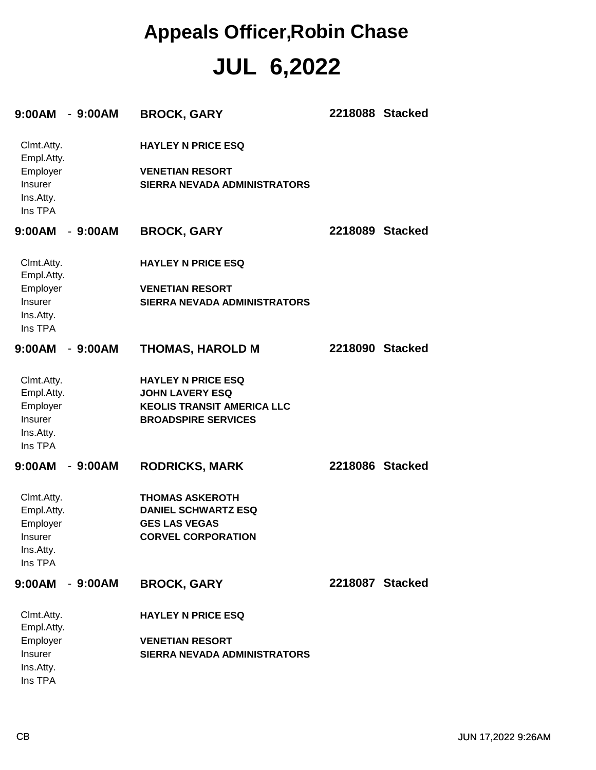# Appeals Officer,Robin Chase

# JUL 6,2022

**9:00AM - 9:00AM** **BROCK, GARY** **2218088 Stacked**

| | |
|---|---|
| Clmt.Atty. | **HAYLEY N PRICE ESQ** |
| Empl.Atty. | |
| Employer | **VENETIAN RESORT** |
| Insurer | **SIERRA NEVADA ADMINISTRATORS** |
| Ins.Atty. | |
| Ins TPA | |

**9:00AM - 9:00AM** **BROCK, GARY** **2218089 Stacked**

| | |
|---|---|
| Clmt.Atty. | **HAYLEY N PRICE ESQ** |
| Empl.Atty. | |
| Employer | **VENETIAN RESORT** |
| Insurer | **SIERRA NEVADA ADMINISTRATORS** |
| Ins.Atty. | |
| Ins TPA | |

**9:00AM - 9:00AM** **THOMAS, HAROLD M** **2218090 Stacked**

| | |
|---|---|
| Clmt.Atty. | **HAYLEY N PRICE ESQ** |
| Empl.Atty. | **JOHN LAVERY ESQ** |
| Employer | **KEOLIS TRANSIT AMERICA LLC** |
| Insurer | **BROADSPIRE SERVICES** |
| Ins.Atty. | |
| Ins TPA | |

**9:00AM - 9:00AM** **RODRICKS, MARK** **2218086 Stacked**

| | |
|---|---|
| Clmt.Atty. | **THOMAS ASKEROTH** |
| Empl.Atty. | **DANIEL SCHWARTZ ESQ** |
| Employer | **GES LAS VEGAS** |
| Insurer | **CORVEL CORPORATION** |
| Ins.Atty. | |
| Ins TPA | |

**9:00AM - 9:00AM** **BROCK, GARY** **2218087 Stacked**

| | |
|---|---|
| Clmt.Atty. | **HAYLEY N PRICE ESQ** |
| Empl.Atty. | |
| Employer | **VENETIAN RESORT** |
| Insurer | **SIERRA NEVADA ADMINISTRATORS** |
| Ins.Atty. | |
| Ins TPA | |

CB JUN 17,2022 9:26AM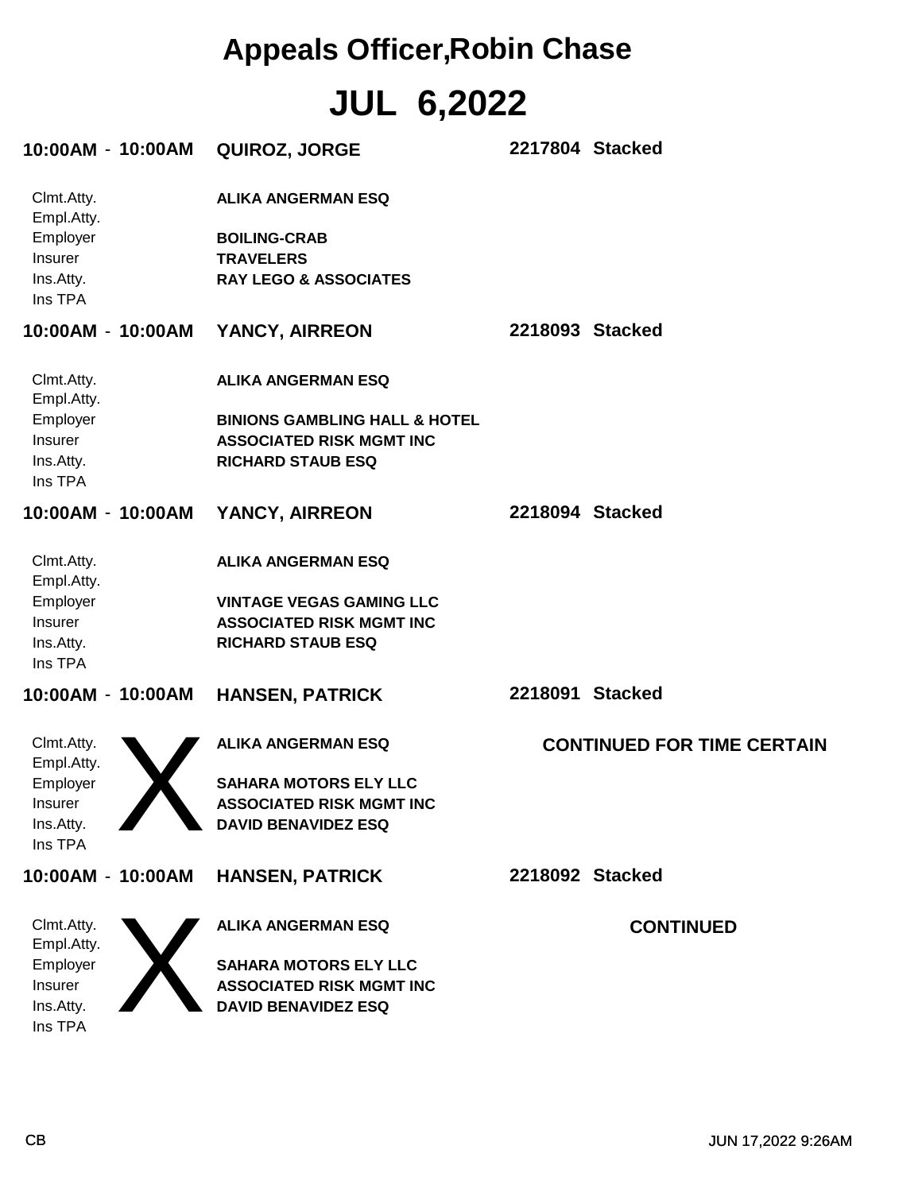# Appeals Officer,Robin Chase

# JUL 6,2022

**10:00AM - 10:00AM** **QUIROZ, JORGE** **2217804 Stacked**

| | |
|---|---|
| Clmt.Atty. | **ALIKA ANGERMAN ESQ** |
| Empl.Atty. | |
| Employer | **BOILING-CRAB** |
| Insurer | **TRAVELERS** |
| Ins.Atty. | **RAY LEGO & ASSOCIATES** |
| Ins TPA | |

**10:00AM - 10:00AM** **YANCY, AIRREON** **2218093 Stacked**

| | |
|---|---|
| Clmt.Atty. | **ALIKA ANGERMAN ESQ** |
| Empl.Atty. | |
| Employer | **BINIONS GAMBLING HALL & HOTEL** |
| Insurer | **ASSOCIATED RISK MGMT INC** |
| Ins.Atty. | **RICHARD STAUB ESQ** |
| Ins TPA | |

**10:00AM - 10:00AM** **YANCY, AIRREON** **2218094 Stacked**

| | |
|---|---|
| Clmt.Atty. | **ALIKA ANGERMAN ESQ** |
| Empl.Atty. | |
| Employer | **VINTAGE VEGAS GAMING LLC** |
| Insurer | **ASSOCIATED RISK MGMT INC** |
| Ins.Atty. | **RICHARD STAUB ESQ** |
| Ins TPA | |

**10:00AM - 10:00AM** **HANSEN, PATRICK** **2218091 Stacked**

X **CONTINUED FOR TIME CERTAIN**

| | |
|---|---|
| Clmt.Atty. | **ALIKA ANGERMAN ESQ** |
| Empl.Atty. | |
| Employer | **SAHARA MOTORS ELY LLC** |
| Insurer | **ASSOCIATED RISK MGMT INC** |
| Ins.Atty. | **DAVID BENAVIDEZ ESQ** |
| Ins TPA | |

**10:00AM - 10:00AM** **HANSEN, PATRICK** **2218092 Stacked**

X **CONTINUED**

| | |
|---|---|
| Clmt.Atty. | **ALIKA ANGERMAN ESQ** |
| Empl.Atty. | |
| Employer | **SAHARA MOTORS ELY LLC** |
| Insurer | **ASSOCIATED RISK MGMT INC** |
| Ins.Atty. | **DAVID BENAVIDEZ ESQ** |
| Ins TPA | |

CB JUN 17,2022 9:26AM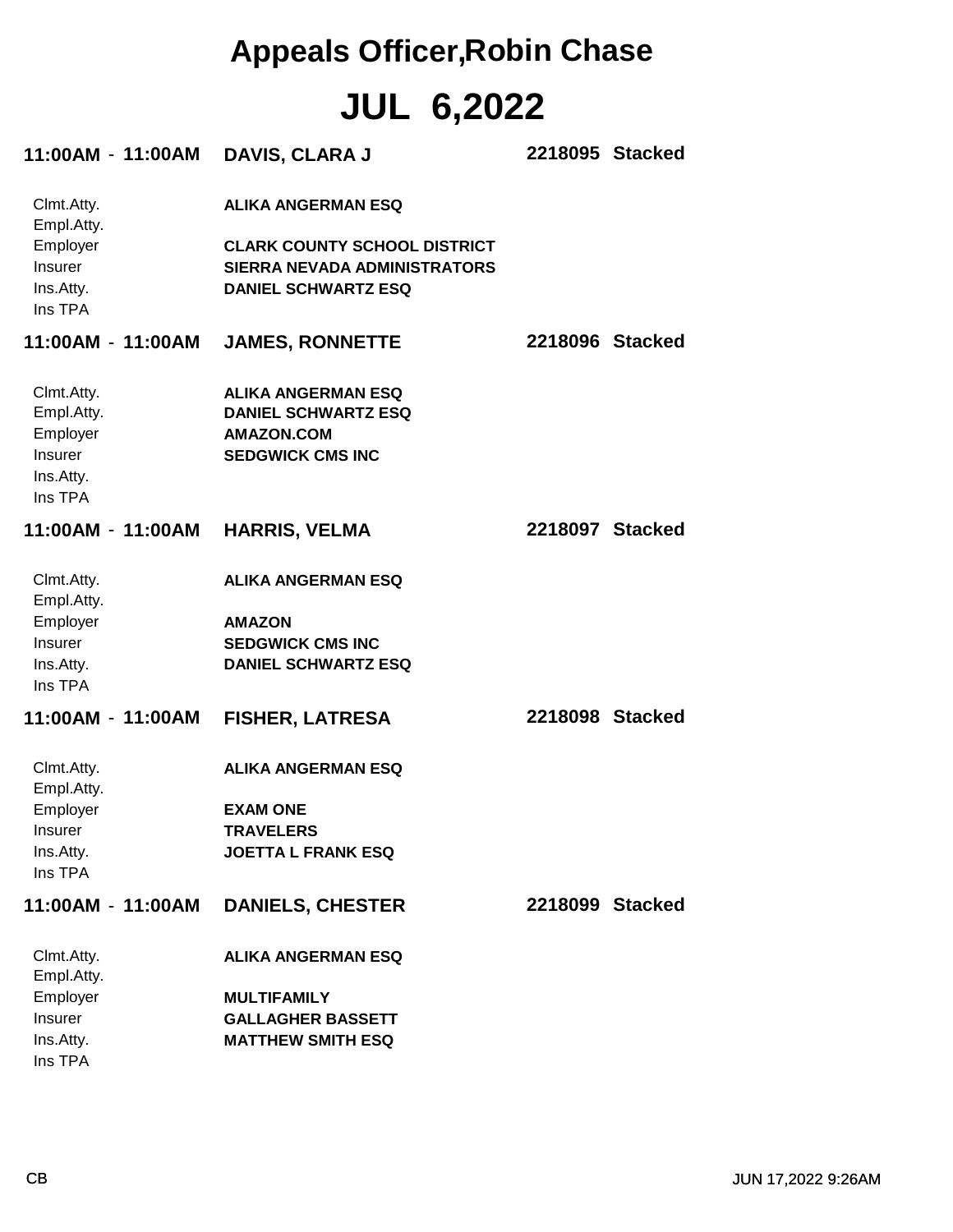# Appeals Officer,Robin Chase

# JUL 6,2022

**11:00AM - 11:00AM** **DAVIS, CLARA J** **2218095 Stacked**

| | |
|---|---|
| Clmt.Atty. | **ALIKA ANGERMAN ESQ** |
| Empl.Atty. | |
| Employer | **CLARK COUNTY SCHOOL DISTRICT** |
| Insurer | **SIERRA NEVADA ADMINISTRATORS** |
| Ins.Atty. | **DANIEL SCHWARTZ ESQ** |
| Ins TPA | |

**11:00AM - 11:00AM** **JAMES, RONNETTE** **2218096 Stacked**

| | |
|---|---|
| Clmt.Atty. | **ALIKA ANGERMAN ESQ** |
| Empl.Atty. | **DANIEL SCHWARTZ ESQ** |
| Employer | **AMAZON.COM** |
| Insurer | **SEDGWICK CMS INC** |
| Ins.Atty. | |
| Ins TPA | |

**11:00AM - 11:00AM** **HARRIS, VELMA** **2218097 Stacked**

| | |
|---|---|
| Clmt.Atty. | **ALIKA ANGERMAN ESQ** |
| Empl.Atty. | |
| Employer | **AMAZON** |
| Insurer | **SEDGWICK CMS INC** |
| Ins.Atty. | **DANIEL SCHWARTZ ESQ** |
| Ins TPA | |

**11:00AM - 11:00AM** **FISHER, LATRESA** **2218098 Stacked**

| | |
|---|---|
| Clmt.Atty. | **ALIKA ANGERMAN ESQ** |
| Empl.Atty. | |
| Employer | **EXAM ONE** |
| Insurer | **TRAVELERS** |
| Ins.Atty. | **JOETTA L FRANK ESQ** |
| Ins TPA | |

**11:00AM - 11:00AM** **DANIELS, CHESTER** **2218099 Stacked**

| | |
|---|---|
| Clmt.Atty. | **ALIKA ANGERMAN ESQ** |
| Empl.Atty. | |
| Employer | **MULTIFAMILY** |
| Insurer | **GALLAGHER BASSETT** |
| Ins.Atty. | **MATTHEW SMITH ESQ** |
| Ins TPA | |

CB JUN 17,2022 9:26AM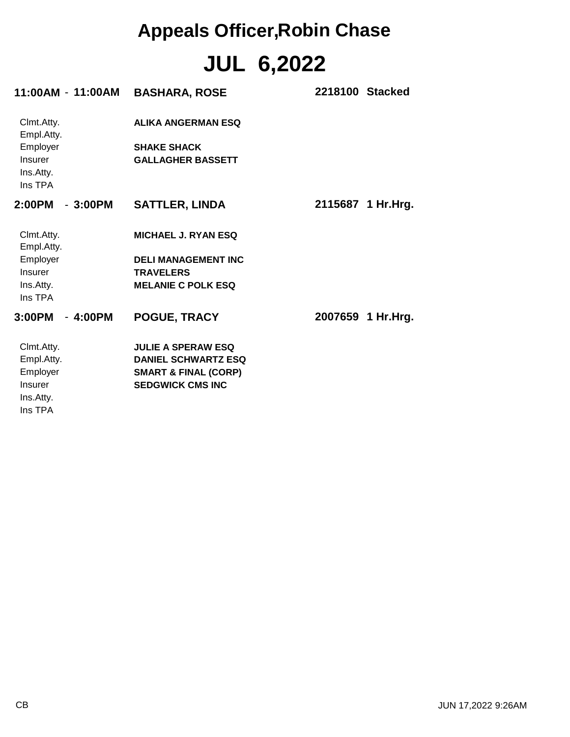# Appeals Officer,Robin Chase

# JUL 6,2022

**11:00AM - 11:00AM** **BASHARA, ROSE** **2218100 Stacked**

| | |
|---|---|
| Clmt.Atty. | **ALIKA ANGERMAN ESQ** |
| Empl.Atty. | |
| Employer | **SHAKE SHACK** |
| Insurer | **GALLAGHER BASSETT** |
| Ins.Atty. | |
| Ins TPA | |

**2:00PM - 3:00PM** **SATTLER, LINDA** **2115687 1 Hr.Hrg.**

| | |
|---|---|
| Clmt.Atty. | **MICHAEL J. RYAN ESQ** |
| Empl.Atty. | |
| Employer | **DELI MANAGEMENT INC** |
| Insurer | **TRAVELERS** |
| Ins.Atty. | **MELANIE C POLK ESQ** |
| Ins TPA | |

**3:00PM - 4:00PM** **POGUE, TRACY** **2007659 1 Hr.Hrg.**

| | |
|---|---|
| Clmt.Atty. | **JULIE A SPERAW ESQ** |
| Empl.Atty. | **DANIEL SCHWARTZ ESQ** |
| Employer | **SMART & FINAL (CORP)** |
| Insurer | **SEDGWICK CMS INC** |
| Ins.Atty. | |
| Ins TPA | |

CB JUN 17,2022 9:26AM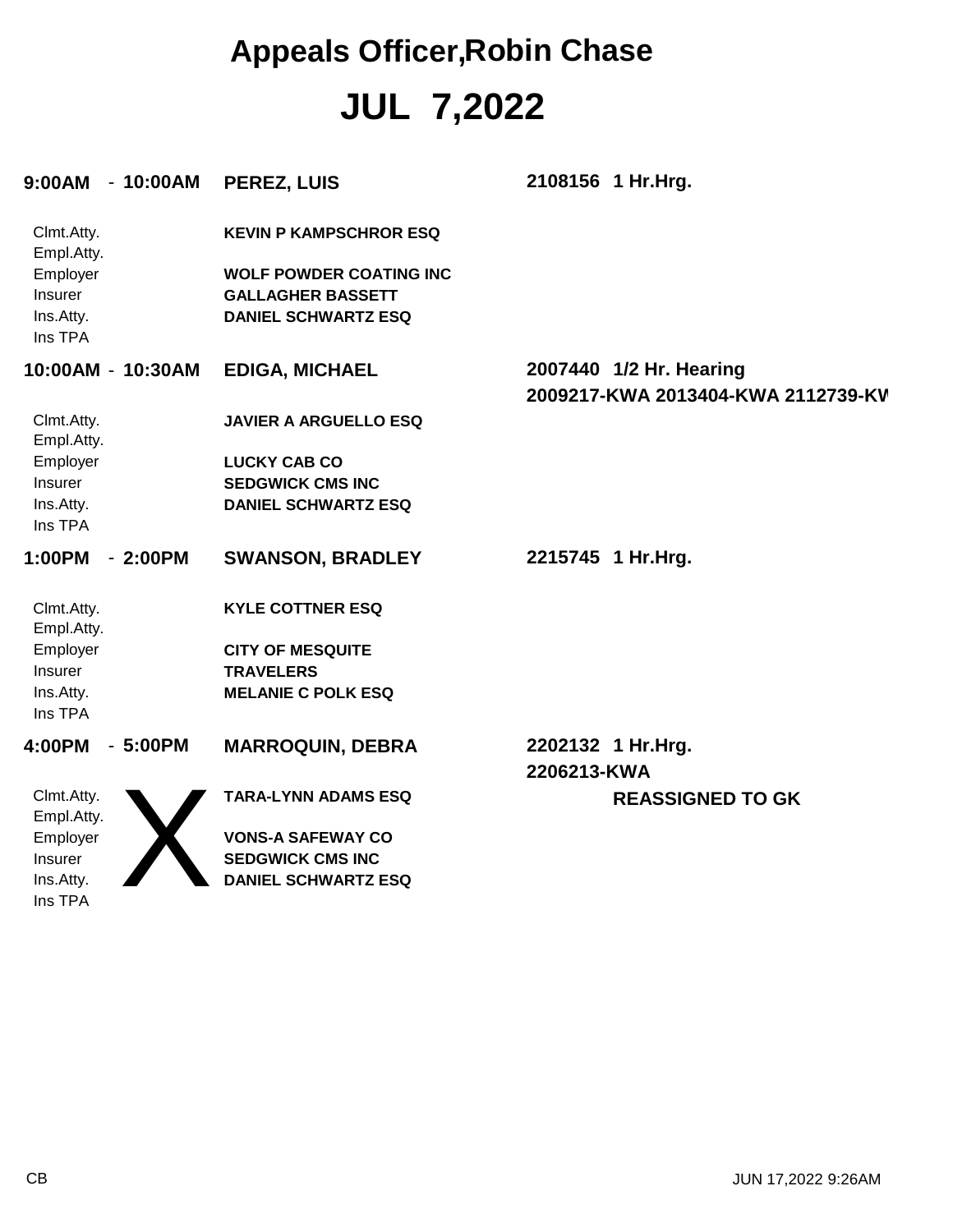# Appeals Officer,Robin Chase

# JUL 7,2022

**9:00AM - 10:00AM** **PEREZ, LUIS** **2108156 1 Hr.Hrg.**

| | |
|---|---|
| Clmt.Atty. | **KEVIN P KAMPSCHROR ESQ** |
| Empl.Atty. | |
| Employer | **WOLF POWDER COATING INC** |
| Insurer | **GALLAGHER BASSETT** |
| Ins.Atty. | **DANIEL SCHWARTZ ESQ** |
| Ins TPA | |

**10:00AM - 10:30AM** **EDIGA, MICHAEL** **2007440 1/2 Hr. Hearing**
**2009217-KWA 2013404-KWA 2112739-KW**

| | |
|---|---|
| Clmt.Atty. | **JAVIER A ARGUELLO ESQ** |
| Empl.Atty. | |
| Employer | **LUCKY CAB CO** |
| Insurer | **SEDGWICK CMS INC** |
| Ins.Atty. | **DANIEL SCHWARTZ ESQ** |
| Ins TPA | |

**1:00PM - 2:00PM** **SWANSON, BRADLEY** **2215745 1 Hr.Hrg.**

| | |
|---|---|
| Clmt.Atty. | **KYLE COTTNER ESQ** |
| Empl.Atty. | |
| Employer | **CITY OF MESQUITE** |
| Insurer | **TRAVELERS** |
| Ins.Atty. | **MELANIE C POLK ESQ** |
| Ins TPA | |

**4:00PM - 5:00PM** **MARROQUIN, DEBRA** **2202132 1 Hr.Hrg.**
**2206213-KWA**

X **REASSIGNED TO GK**

| | |
|---|---|
| Clmt.Atty. | **TARA-LYNN ADAMS ESQ** |
| Empl.Atty. | |
| Employer | **VONS-A SAFEWAY CO** |
| Insurer | **SEDGWICK CMS INC** |
| Ins.Atty. | **DANIEL SCHWARTZ ESQ** |
| Ins TPA | |

CB JUN 17,2022 9:26AM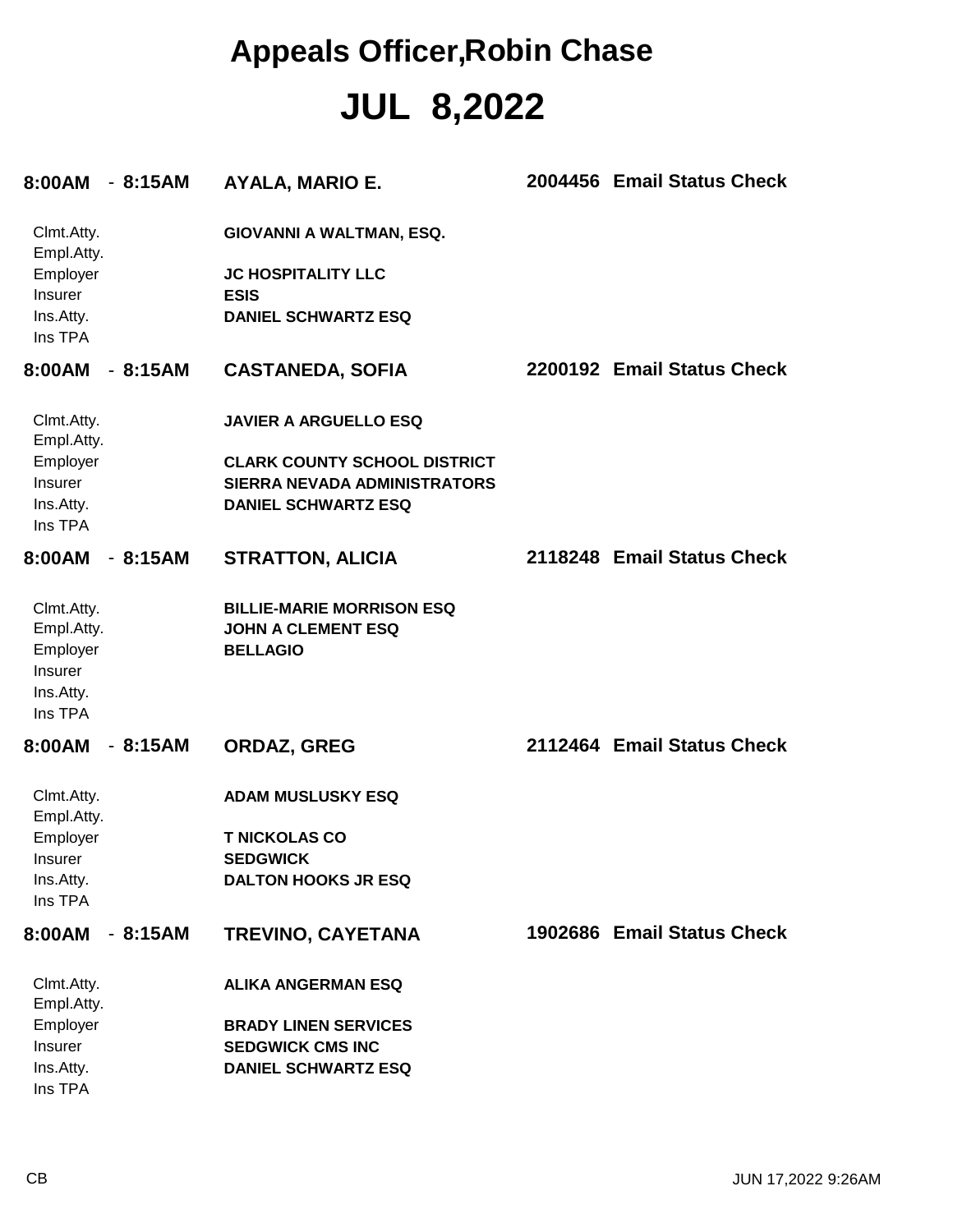# Appeals Officer,Robin Chase

# JUL 8,2022

**8:00AM - 8:15AM** **AYALA, MARIO E.** **2004456 Email Status Check**

| | |
|---|---|
| Clmt.Atty. | **GIOVANNI A WALTMAN, ESQ.** |
| Empl.Atty. | |
| Employer | **JC HOSPITALITY LLC** |
| Insurer | **ESIS** |
| Ins.Atty. | **DANIEL SCHWARTZ ESQ** |
| Ins TPA | |

**8:00AM - 8:15AM** **CASTANEDA, SOFIA** **2200192 Email Status Check**

| | |
|---|---|
| Clmt.Atty. | **JAVIER A ARGUELLO ESQ** |
| Empl.Atty. | |
| Employer | **CLARK COUNTY SCHOOL DISTRICT** |
| Insurer | **SIERRA NEVADA ADMINISTRATORS** |
| Ins.Atty. | **DANIEL SCHWARTZ ESQ** |
| Ins TPA | |

**8:00AM - 8:15AM** **STRATTON, ALICIA** **2118248 Email Status Check**

| | |
|---|---|
| Clmt.Atty. | **BILLIE-MARIE MORRISON ESQ** |
| Empl.Atty. | **JOHN A CLEMENT ESQ** |
| Employer | **BELLAGIO** |
| Insurer | |
| Ins.Atty. | |
| Ins TPA | |

**8:00AM - 8:15AM** **ORDAZ, GREG** **2112464 Email Status Check**

| | |
|---|---|
| Clmt.Atty. | **ADAM MUSLUSKY ESQ** |
| Empl.Atty. | |
| Employer | **T NICKOLAS CO** |
| Insurer | **SEDGWICK** |
| Ins.Atty. | **DALTON HOOKS JR ESQ** |
| Ins TPA | |

**8:00AM - 8:15AM** **TREVINO, CAYETANA** **1902686 Email Status Check**

| | |
|---|---|
| Clmt.Atty. | **ALIKA ANGERMAN ESQ** |
| Empl.Atty. | |
| Employer | **BRADY LINEN SERVICES** |
| Insurer | **SEDGWICK CMS INC** |
| Ins.Atty. | **DANIEL SCHWARTZ ESQ** |
| Ins TPA | |

CB JUN 17,2022 9:26AM